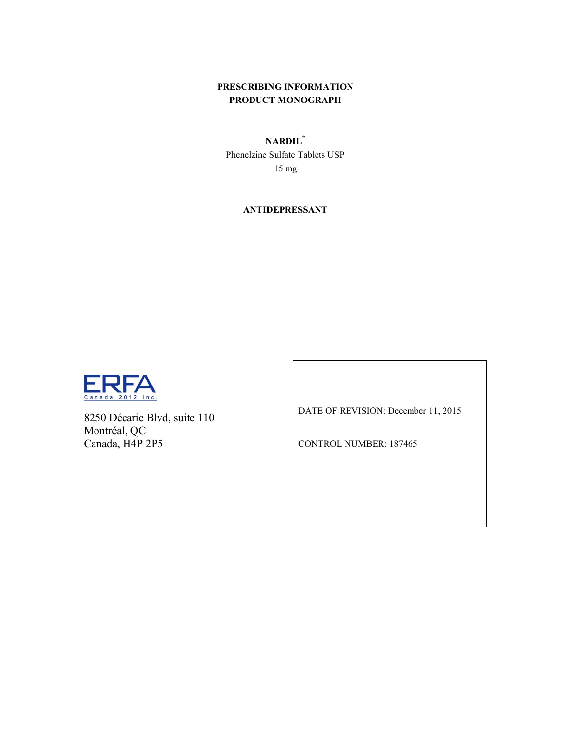**PRESCRIBING INFORMATION**
**PRODUCT MONOGRAPH**

**NARDIL***
Phenelzine Sulfate Tablets USP
15 mg

**ANTIDEPRESSANT**

ERFA
Canada 2012 Inc.

8250 Décarie Blvd, suite 110
Montréal, QC
Canada, H4P 2P5

DATE OF REVISION: December 11, 2015

CONTROL NUMBER: 187465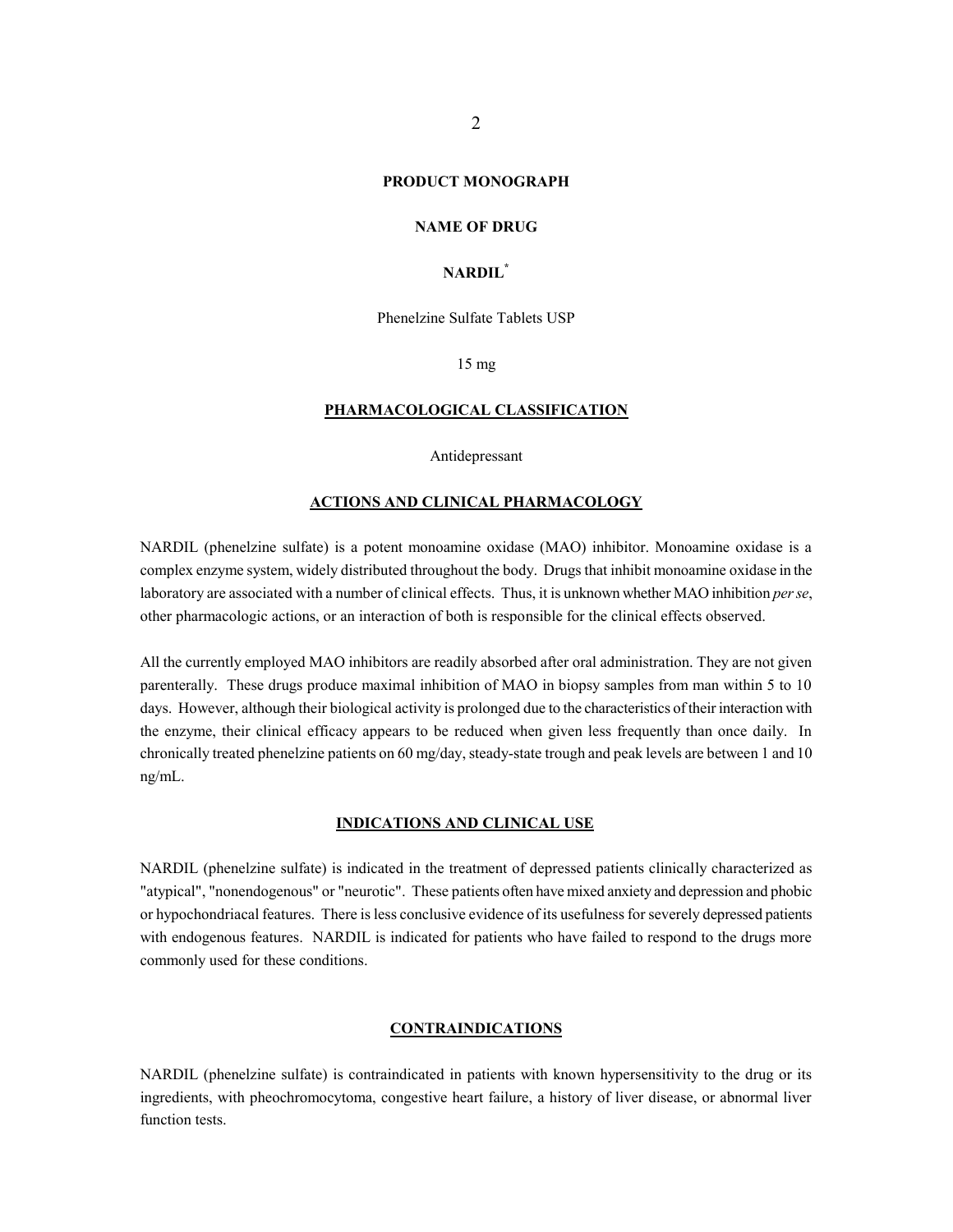# PRODUCT MONOGRAPH

## NAME OF DRUG

## NARDIL[*]

Phenelzine Sulfate Tablets USP

15 mg

## PHARMACOLOGICAL CLASSIFICATION

Antidepressant

## ACTIONS AND CLINICAL PHARMACOLOGY

NARDIL (phenelzine sulfate) is a potent monoamine oxidase (MAO) inhibitor. Monoamine oxidase is a complex enzyme system, widely distributed throughout the body. Drugs that inhibit monoamine oxidase in the laboratory are associated with a number of clinical effects. Thus, it is unknown whether MAO inhibition *per se*, other pharmacologic actions, or an interaction of both is responsible for the clinical effects observed.

All the currently employed MAO inhibitors are readily absorbed after oral administration. They are not given parenterally. These drugs produce maximal inhibition of MAO in biopsy samples from man within 5 to 10 days. However, although their biological activity is prolonged due to the characteristics of their interaction with the enzyme, their clinical efficacy appears to be reduced when given less frequently than once daily. In chronically treated phenelzine patients on 60 mg/day, steady-state trough and peak levels are between 1 and 10 ng/mL.

## INDICATIONS AND CLINICAL USE

NARDIL (phenelzine sulfate) is indicated in the treatment of depressed patients clinically characterized as "atypical", "nonendogenous" or "neurotic". These patients often have mixed anxiety and depression and phobic or hypochondriacal features. There is less conclusive evidence of its usefulness for severely depressed patients with endogenous features. NARDIL is indicated for patients who have failed to respond to the drugs more commonly used for these conditions.

## CONTRAINDICATIONS

NARDIL (phenelzine sulfate) is contraindicated in patients with known hypersensitivity to the drug or its ingredients, with pheochromocytoma, congestive heart failure, a history of liver disease, or abnormal liver function tests.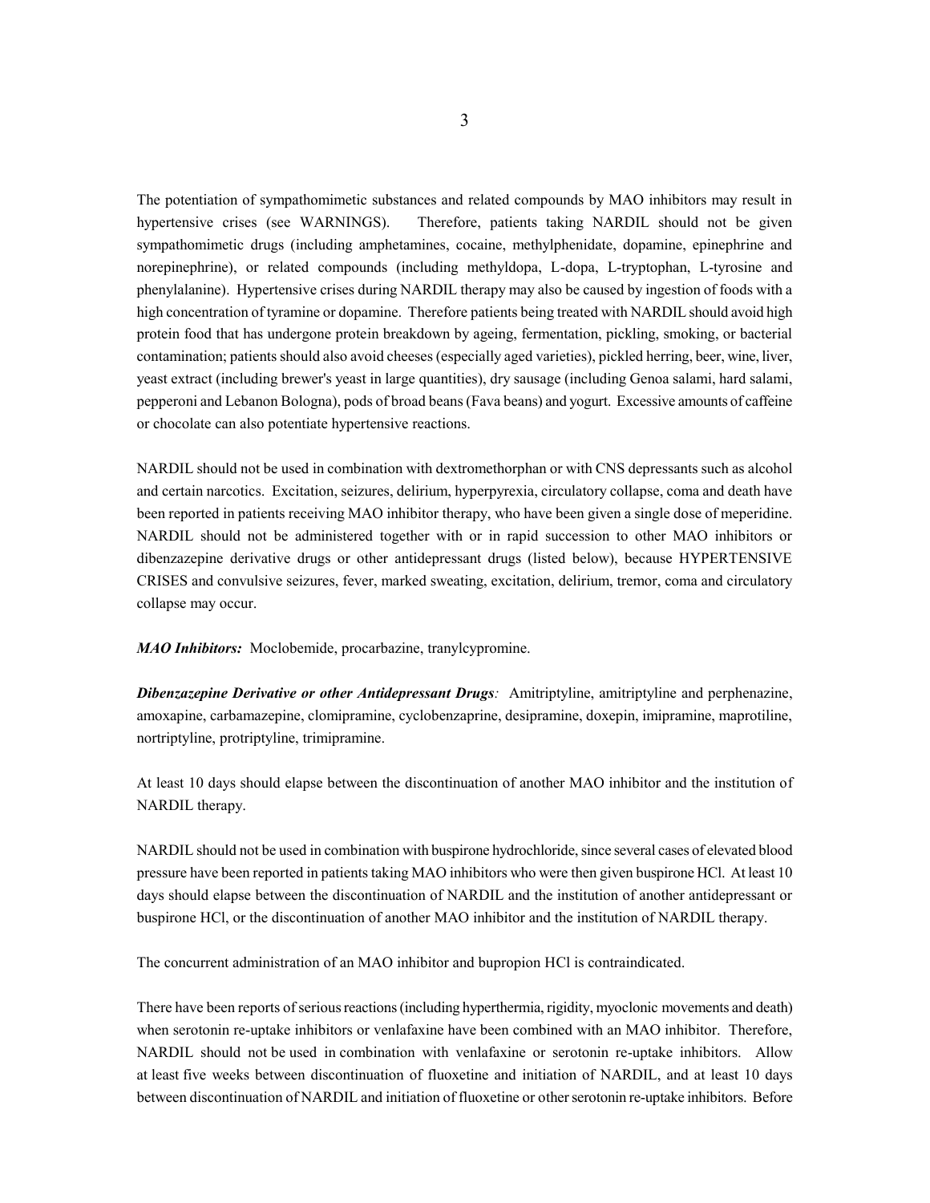The potentiation of sympathomimetic substances and related compounds by MAO inhibitors may result in hypertensive crises (see WARNINGS). Therefore, patients taking NARDIL should not be given sympathomimetic drugs (including amphetamines, cocaine, methylphenidate, dopamine, epinephrine and norepinephrine), or related compounds (including methyldopa, L-dopa, L-tryptophan, L-tyrosine and phenylalanine). Hypertensive crises during NARDIL therapy may also be caused by ingestion of foods with a high concentration of tyramine or dopamine. Therefore patients being treated with NARDIL should avoid high protein food that has undergone protein breakdown by ageing, fermentation, pickling, smoking, or bacterial contamination; patients should also avoid cheeses (especially aged varieties), pickled herring, beer, wine, liver, yeast extract (including brewer's yeast in large quantities), dry sausage (including Genoa salami, hard salami, pepperoni and Lebanon Bologna), pods of broad beans (Fava beans) and yogurt. Excessive amounts of caffeine or chocolate can also potentiate hypertensive reactions.

NARDIL should not be used in combination with dextromethorphan or with CNS depressants such as alcohol and certain narcotics. Excitation, seizures, delirium, hyperpyrexia, circulatory collapse, coma and death have been reported in patients receiving MAO inhibitor therapy, who have been given a single dose of meperidine. NARDIL should not be administered together with or in rapid succession to other MAO inhibitors or dibenzazepine derivative drugs or other antidepressant drugs (listed below), because HYPERTENSIVE CRISES and convulsive seizures, fever, marked sweating, excitation, delirium, tremor, coma and circulatory collapse may occur.

***MAO Inhibitors:*** Moclobemide, procarbazine, tranylcypromine.

***Dibenzazepine Derivative or other Antidepressant Drugs****:* Amitriptyline, amitriptyline and perphenazine, amoxapine, carbamazepine, clomipramine, cyclobenzaprine, desipramine, doxepin, imipramine, maprotiline, nortriptyline, protriptyline, trimipramine.

At least 10 days should elapse between the discontinuation of another MAO inhibitor and the institution of NARDIL therapy.

NARDIL should not be used in combination with buspirone hydrochloride, since several cases of elevated blood pressure have been reported in patients taking MAO inhibitors who were then given buspirone HCl. At least 10 days should elapse between the discontinuation of NARDIL and the institution of another antidepressant or buspirone HCl, or the discontinuation of another MAO inhibitor and the institution of NARDIL therapy.

The concurrent administration of an MAO inhibitor and bupropion HCl is contraindicated.

There have been reports of serious reactions (including hyperthermia, rigidity, myoclonic movements and death) when serotonin re-uptake inhibitors or venlafaxine have been combined with an MAO inhibitor. Therefore, NARDIL should not be used in combination with venlafaxine or serotonin re-uptake inhibitors. Allow at least five weeks between discontinuation of fluoxetine and initiation of NARDIL, and at least 10 days between discontinuation of NARDIL and initiation of fluoxetine or other serotonin re-uptake inhibitors. Before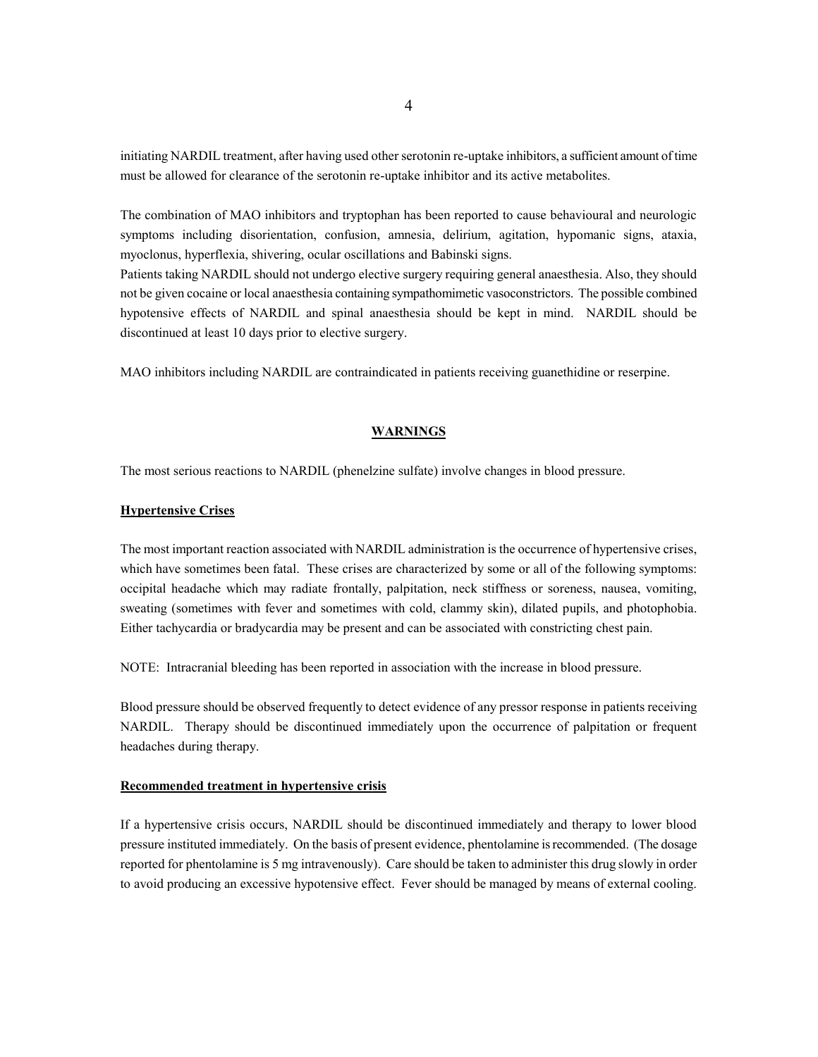initiating NARDIL treatment, after having used other serotonin re-uptake inhibitors, a sufficient amount of time must be allowed for clearance of the serotonin re-uptake inhibitor and its active metabolites.

The combination of MAO inhibitors and tryptophan has been reported to cause behavioural and neurologic symptoms including disorientation, confusion, amnesia, delirium, agitation, hypomanic signs, ataxia, myoclonus, hyperflexia, shivering, ocular oscillations and Babinski signs.

Patients taking NARDIL should not undergo elective surgery requiring general anaesthesia. Also, they should not be given cocaine or local anaesthesia containing sympathomimetic vasoconstrictors. The possible combined hypotensive effects of NARDIL and spinal anaesthesia should be kept in mind. NARDIL should be discontinued at least 10 days prior to elective surgery.

MAO inhibitors including NARDIL are contraindicated in patients receiving guanethidine or reserpine.

## WARNINGS

The most serious reactions to NARDIL (phenelzine sulfate) involve changes in blood pressure.

### Hypertensive Crises

The most important reaction associated with NARDIL administration is the occurrence of hypertensive crises, which have sometimes been fatal. These crises are characterized by some or all of the following symptoms: occipital headache which may radiate frontally, palpitation, neck stiffness or soreness, nausea, vomiting, sweating (sometimes with fever and sometimes with cold, clammy skin), dilated pupils, and photophobia. Either tachycardia or bradycardia may be present and can be associated with constricting chest pain.

NOTE: Intracranial bleeding has been reported in association with the increase in blood pressure.

Blood pressure should be observed frequently to detect evidence of any pressor response in patients receiving NARDIL. Therapy should be discontinued immediately upon the occurrence of palpitation or frequent headaches during therapy.

### Recommended treatment in hypertensive crisis

If a hypertensive crisis occurs, NARDIL should be discontinued immediately and therapy to lower blood pressure instituted immediately. On the basis of present evidence, phentolamine is recommended. (The dosage reported for phentolamine is 5 mg intravenously). Care should be taken to administer this drug slowly in order to avoid producing an excessive hypotensive effect. Fever should be managed by means of external cooling.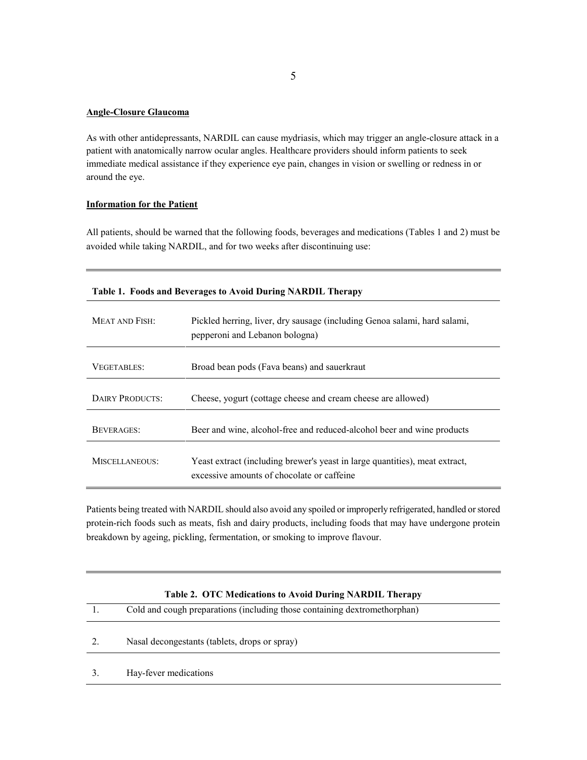**Angle-Closure Glaucoma**

As with other antidepressants, NARDIL can cause mydriasis, which may trigger an angle-closure attack in a patient with anatomically narrow ocular angles. Healthcare providers should inform patients to seek immediate medical assistance if they experience eye pain, changes in vision or swelling or redness in or around the eye.

**Information for the Patient**

All patients, should be warned that the following foods, beverages and medications (Tables 1 and 2) must be avoided while taking NARDIL, and for two weeks after discontinuing use:

**Table 1. Foods and Beverages to Avoid During NARDIL Therapy**

| | |
|---|---|
| MEAT AND FISH: | Pickled herring, liver, dry sausage (including Genoa salami, hard salami, pepperoni and Lebanon bologna) |
| VEGETABLES: | Broad bean pods (Fava beans) and sauerkraut |
| DAIRY PRODUCTS: | Cheese, yogurt (cottage cheese and cream cheese are allowed) |
| BEVERAGES: | Beer and wine, alcohol-free and reduced-alcohol beer and wine products |
| MISCELLANEOUS: | Yeast extract (including brewer's yeast in large quantities), meat extract, excessive amounts of chocolate or caffeine |

Patients being treated with NARDIL should also avoid any spoiled or improperly refrigerated, handled or stored protein-rich foods such as meats, fish and dairy products, including foods that may have undergone protein breakdown by ageing, pickling, fermentation, or smoking to improve flavour.

**Table 2. OTC Medications to Avoid During NARDIL Therapy**

| | |
|---|---|
| 1. | Cold and cough preparations (including those containing dextromethorphan) |
| 2. | Nasal decongestants (tablets, drops or spray) |
| 3. | Hay-fever medications |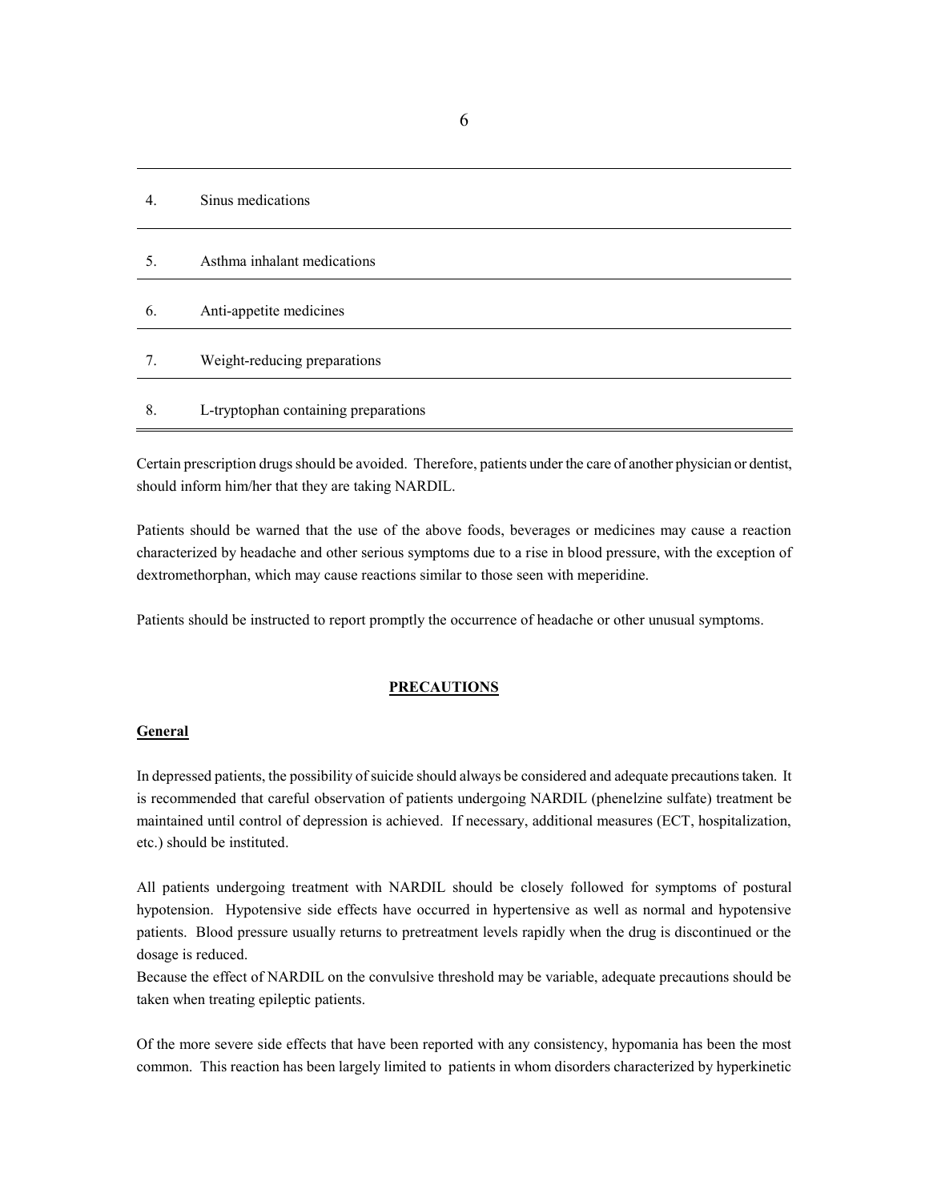| | |
|---|---|
| 4. | Sinus medications |
| 5. | Asthma inhalant medications |
| 6. | Anti-appetite medicines |
| 7. | Weight-reducing preparations |
| 8. | L-tryptophan containing preparations |

Certain prescription drugs should be avoided. Therefore, patients under the care of another physician or dentist, should inform him/her that they are taking NARDIL.

Patients should be warned that the use of the above foods, beverages or medicines may cause a reaction characterized by headache and other serious symptoms due to a rise in blood pressure, with the exception of dextromethorphan, which may cause reactions similar to those seen with meperidine.

Patients should be instructed to report promptly the occurrence of headache or other unusual symptoms.

## PRECAUTIONS

### General

In depressed patients, the possibility of suicide should always be considered and adequate precautions taken. It is recommended that careful observation of patients undergoing NARDIL (phenelzine sulfate) treatment be maintained until control of depression is achieved. If necessary, additional measures (ECT, hospitalization, etc.) should be instituted.

All patients undergoing treatment with NARDIL should be closely followed for symptoms of postural hypotension. Hypotensive side effects have occurred in hypertensive as well as normal and hypotensive patients. Blood pressure usually returns to pretreatment levels rapidly when the drug is discontinued or the dosage is reduced.
Because the effect of NARDIL on the convulsive threshold may be variable, adequate precautions should be taken when treating epileptic patients.

Of the more severe side effects that have been reported with any consistency, hypomania has been the most common. This reaction has been largely limited to patients in whom disorders characterized by hyperkinetic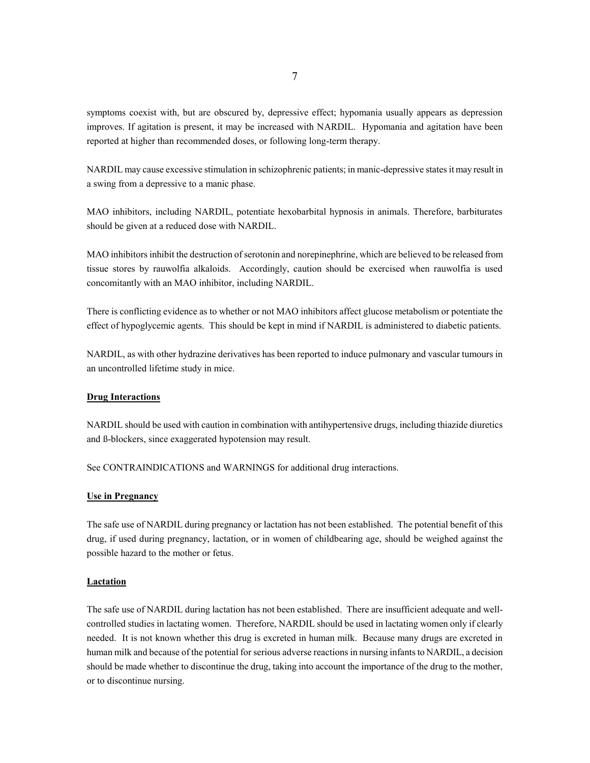symptoms coexist with, but are obscured by, depressive effect; hypomania usually appears as depression improves. If agitation is present, it may be increased with NARDIL. Hypomania and agitation have been reported at higher than recommended doses, or following long-term therapy.

NARDIL may cause excessive stimulation in schizophrenic patients; in manic-depressive states it may result in a swing from a depressive to a manic phase.

MAO inhibitors, including NARDIL, potentiate hexobarbital hypnosis in animals. Therefore, barbiturates should be given at a reduced dose with NARDIL.

MAO inhibitors inhibit the destruction of serotonin and norepinephrine, which are believed to be released from tissue stores by rauwolfia alkaloids. Accordingly, caution should be exercised when rauwolfia is used concomitantly with an MAO inhibitor, including NARDIL.

There is conflicting evidence as to whether or not MAO inhibitors affect glucose metabolism or potentiate the effect of hypoglycemic agents. This should be kept in mind if NARDIL is administered to diabetic patients.

NARDIL, as with other hydrazine derivatives has been reported to induce pulmonary and vascular tumours in an uncontrolled lifetime study in mice.

**Drug Interactions**

NARDIL should be used with caution in combination with antihypertensive drugs, including thiazide diuretics and ß-blockers, since exaggerated hypotension may result.

See CONTRAINDICATIONS and WARNINGS for additional drug interactions.

**Use in Pregnancy**

The safe use of NARDIL during pregnancy or lactation has not been established. The potential benefit of this drug, if used during pregnancy, lactation, or in women of childbearing age, should be weighed against the possible hazard to the mother or fetus.

**Lactation**

The safe use of NARDIL during lactation has not been established. There are insufficient adequate and well-controlled studies in lactating women. Therefore, NARDIL should be used in lactating women only if clearly needed. It is not known whether this drug is excreted in human milk. Because many drugs are excreted in human milk and because of the potential for serious adverse reactions in nursing infants to NARDIL, a decision should be made whether to discontinue the drug, taking into account the importance of the drug to the mother, or to discontinue nursing.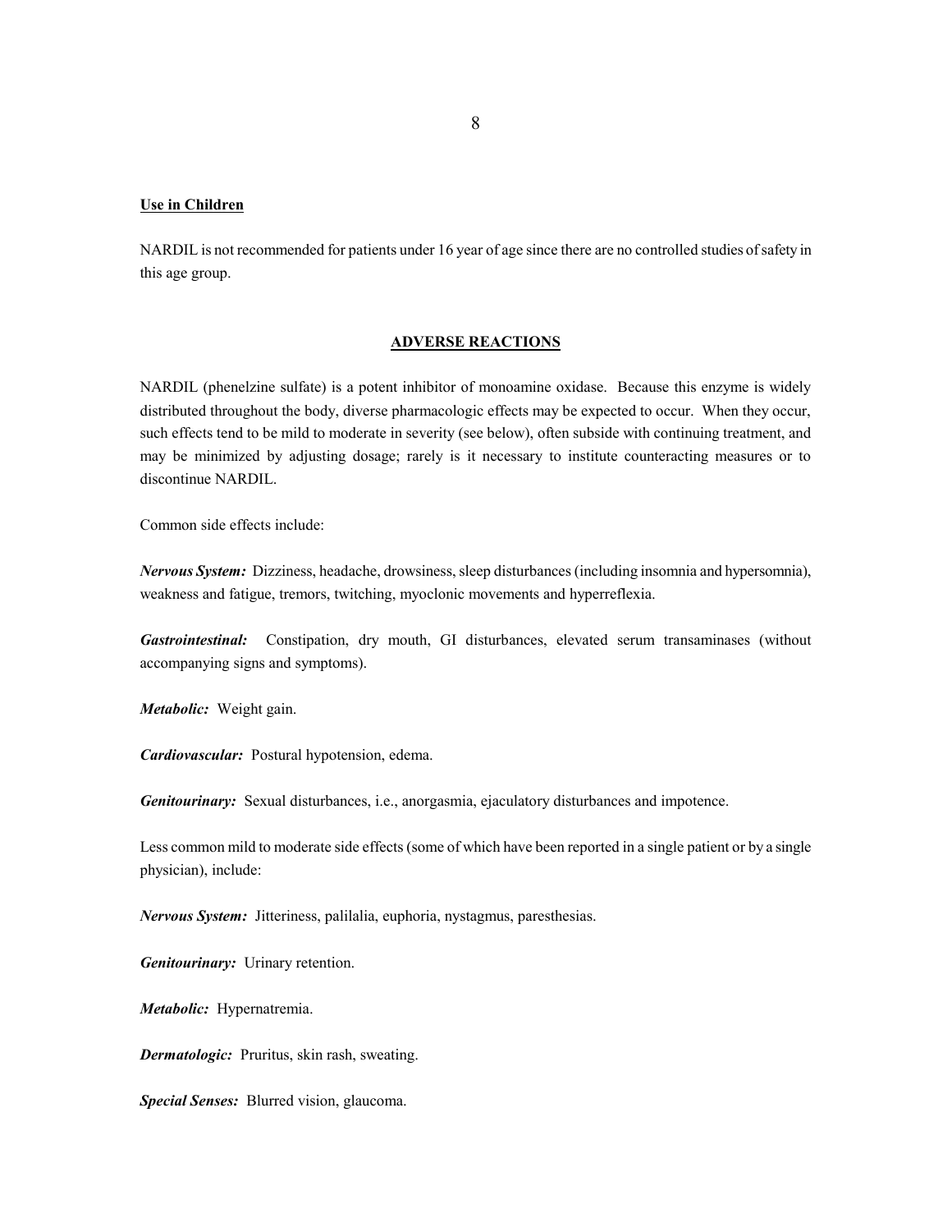**Use in Children**

NARDIL is not recommended for patients under 16 year of age since there are no controlled studies of safety in this age group.

## ADVERSE REACTIONS

NARDIL (phenelzine sulfate) is a potent inhibitor of monoamine oxidase. Because this enzyme is widely distributed throughout the body, diverse pharmacologic effects may be expected to occur. When they occur, such effects tend to be mild to moderate in severity (see below), often subside with continuing treatment, and may be minimized by adjusting dosage; rarely is it necessary to institute counteracting measures or to discontinue NARDIL.

Common side effects include:

***Nervous System:*** Dizziness, headache, drowsiness, sleep disturbances (including insomnia and hypersomnia), weakness and fatigue, tremors, twitching, myoclonic movements and hyperreflexia.

***Gastrointestinal:*** Constipation, dry mouth, GI disturbances, elevated serum transaminases (without accompanying signs and symptoms).

***Metabolic:*** Weight gain.

***Cardiovascular:*** Postural hypotension, edema.

***Genitourinary:*** Sexual disturbances, i.e., anorgasmia, ejaculatory disturbances and impotence.

Less common mild to moderate side effects (some of which have been reported in a single patient or by a single physician), include:

***Nervous System:*** Jitteriness, palilalia, euphoria, nystagmus, paresthesias.

***Genitourinary:*** Urinary retention.

***Metabolic:*** Hypernatremia.

***Dermatologic:*** Pruritus, skin rash, sweating.

***Special Senses:*** Blurred vision, glaucoma.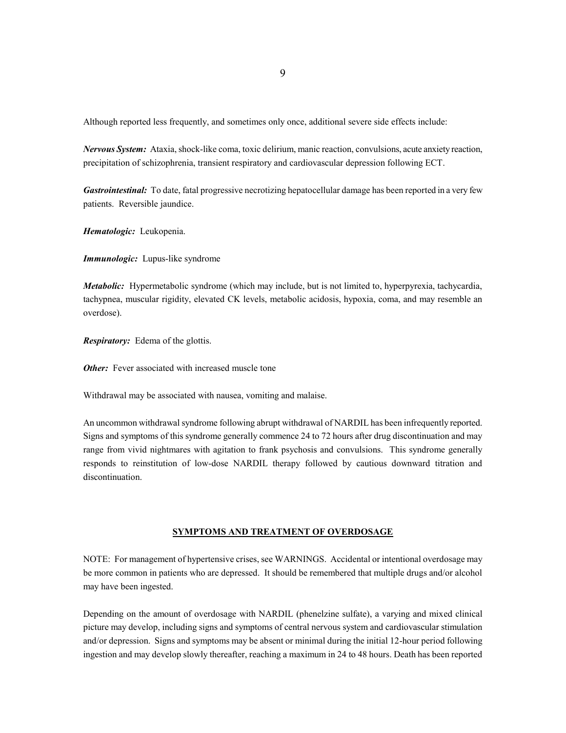Although reported less frequently, and sometimes only once, additional severe side effects include:

***Nervous System:*** Ataxia, shock-like coma, toxic delirium, manic reaction, convulsions, acute anxiety reaction, precipitation of schizophrenia, transient respiratory and cardiovascular depression following ECT.

***Gastrointestinal:*** To date, fatal progressive necrotizing hepatocellular damage has been reported in a very few patients. Reversible jaundice.

***Hematologic:*** Leukopenia.

***Immunologic:*** Lupus-like syndrome

***Metabolic:*** Hypermetabolic syndrome (which may include, but is not limited to, hyperpyrexia, tachycardia, tachypnea, muscular rigidity, elevated CK levels, metabolic acidosis, hypoxia, coma, and may resemble an overdose).

***Respiratory:*** Edema of the glottis.

***Other:*** Fever associated with increased muscle tone

Withdrawal may be associated with nausea, vomiting and malaise.

An uncommon withdrawal syndrome following abrupt withdrawal of NARDIL has been infrequently reported. Signs and symptoms of this syndrome generally commence 24 to 72 hours after drug discontinuation and may range from vivid nightmares with agitation to frank psychosis and convulsions. This syndrome generally responds to reinstitution of low-dose NARDIL therapy followed by cautious downward titration and discontinuation.

## SYMPTOMS AND TREATMENT OF OVERDOSAGE

NOTE: For management of hypertensive crises, see WARNINGS. Accidental or intentional overdosage may be more common in patients who are depressed. It should be remembered that multiple drugs and/or alcohol may have been ingested.

Depending on the amount of overdosage with NARDIL (phenelzine sulfate), a varying and mixed clinical picture may develop, including signs and symptoms of central nervous system and cardiovascular stimulation and/or depression. Signs and symptoms may be absent or minimal during the initial 12-hour period following ingestion and may develop slowly thereafter, reaching a maximum in 24 to 48 hours. Death has been reported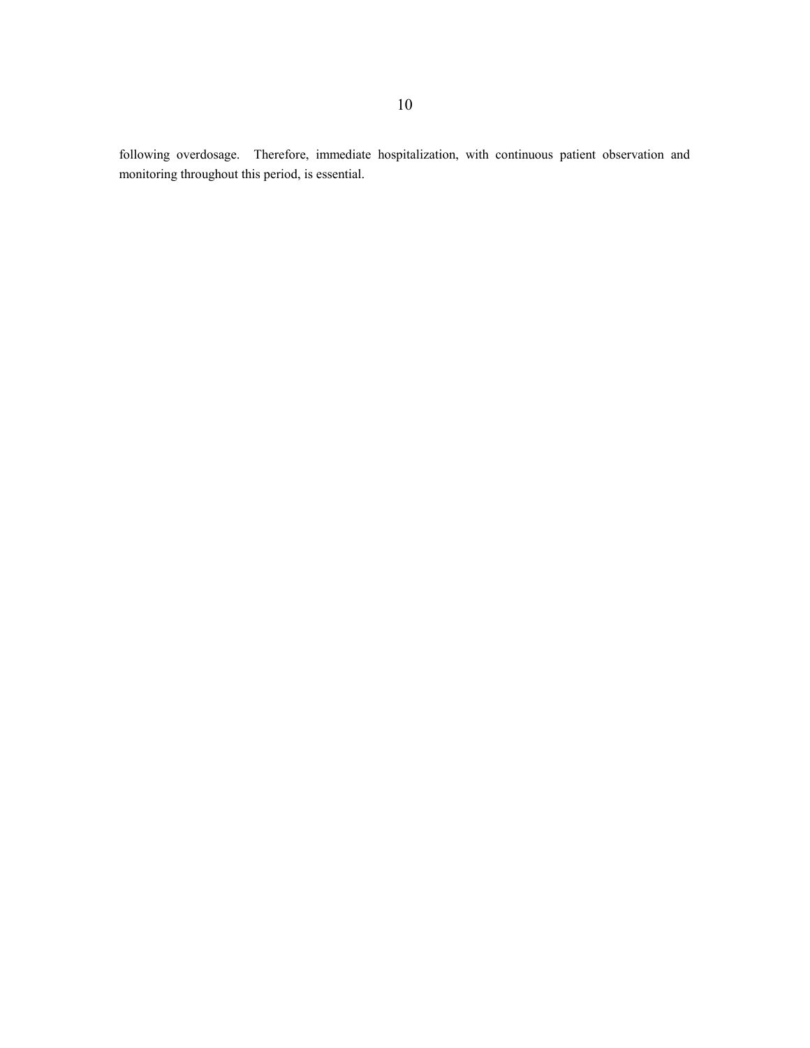following overdosage. Therefore, immediate hospitalization, with continuous patient observation and monitoring throughout this period, is essential.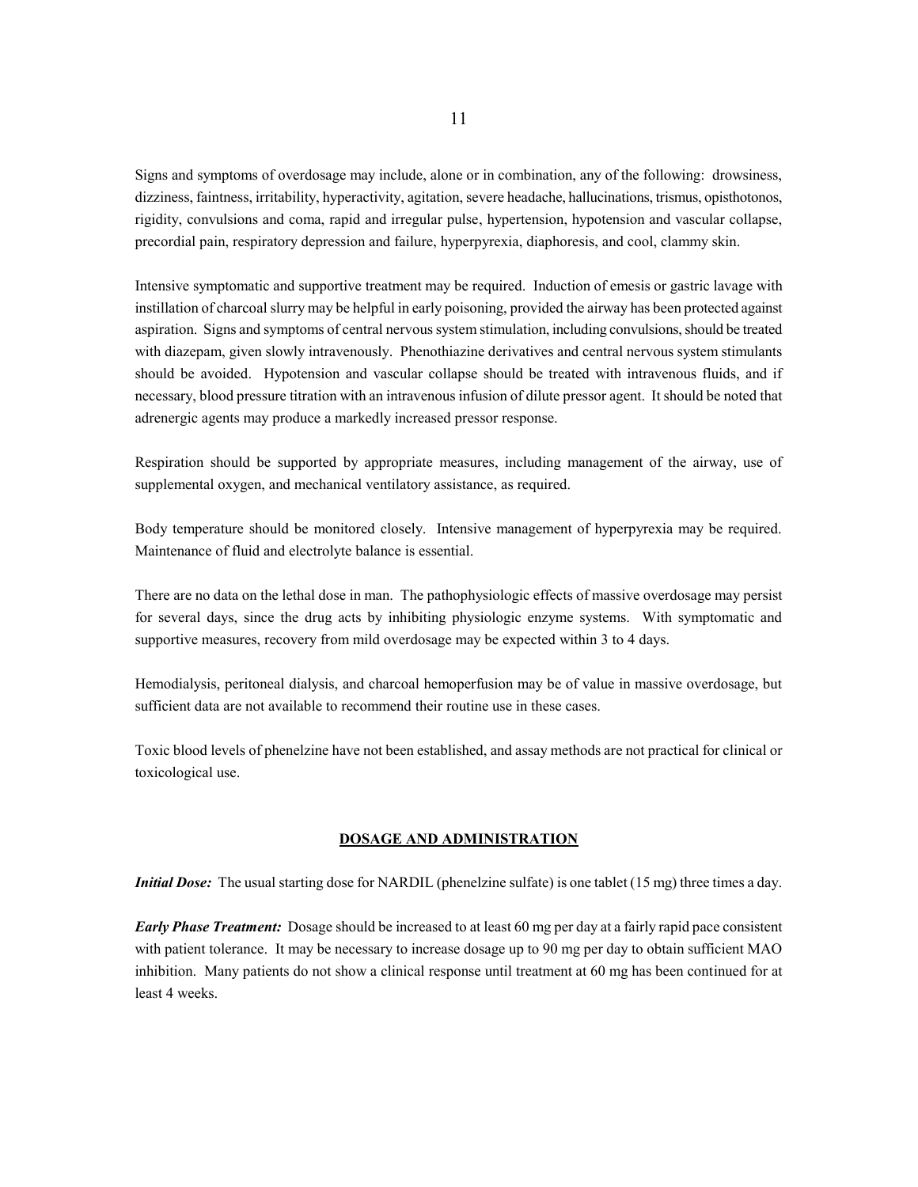Signs and symptoms of overdosage may include, alone or in combination, any of the following: drowsiness, dizziness, faintness, irritability, hyperactivity, agitation, severe headache, hallucinations, trismus, opisthotonos, rigidity, convulsions and coma, rapid and irregular pulse, hypertension, hypotension and vascular collapse, precordial pain, respiratory depression and failure, hyperpyrexia, diaphoresis, and cool, clammy skin.

Intensive symptomatic and supportive treatment may be required. Induction of emesis or gastric lavage with instillation of charcoal slurry may be helpful in early poisoning, provided the airway has been protected against aspiration. Signs and symptoms of central nervous system stimulation, including convulsions, should be treated with diazepam, given slowly intravenously. Phenothiazine derivatives and central nervous system stimulants should be avoided. Hypotension and vascular collapse should be treated with intravenous fluids, and if necessary, blood pressure titration with an intravenous infusion of dilute pressor agent. It should be noted that adrenergic agents may produce a markedly increased pressor response.

Respiration should be supported by appropriate measures, including management of the airway, use of supplemental oxygen, and mechanical ventilatory assistance, as required.

Body temperature should be monitored closely. Intensive management of hyperpyrexia may be required. Maintenance of fluid and electrolyte balance is essential.

There are no data on the lethal dose in man. The pathophysiologic effects of massive overdosage may persist for several days, since the drug acts by inhibiting physiologic enzyme systems. With symptomatic and supportive measures, recovery from mild overdosage may be expected within 3 to 4 days.

Hemodialysis, peritoneal dialysis, and charcoal hemoperfusion may be of value in massive overdosage, but sufficient data are not available to recommend their routine use in these cases.

Toxic blood levels of phenelzine have not been established, and assay methods are not practical for clinical or toxicological use.

## DOSAGE AND ADMINISTRATION

***Initial Dose:*** The usual starting dose for NARDIL (phenelzine sulfate) is one tablet (15 mg) three times a day.

***Early Phase Treatment:*** Dosage should be increased to at least 60 mg per day at a fairly rapid pace consistent with patient tolerance. It may be necessary to increase dosage up to 90 mg per day to obtain sufficient MAO inhibition. Many patients do not show a clinical response until treatment at 60 mg has been continued for at least 4 weeks.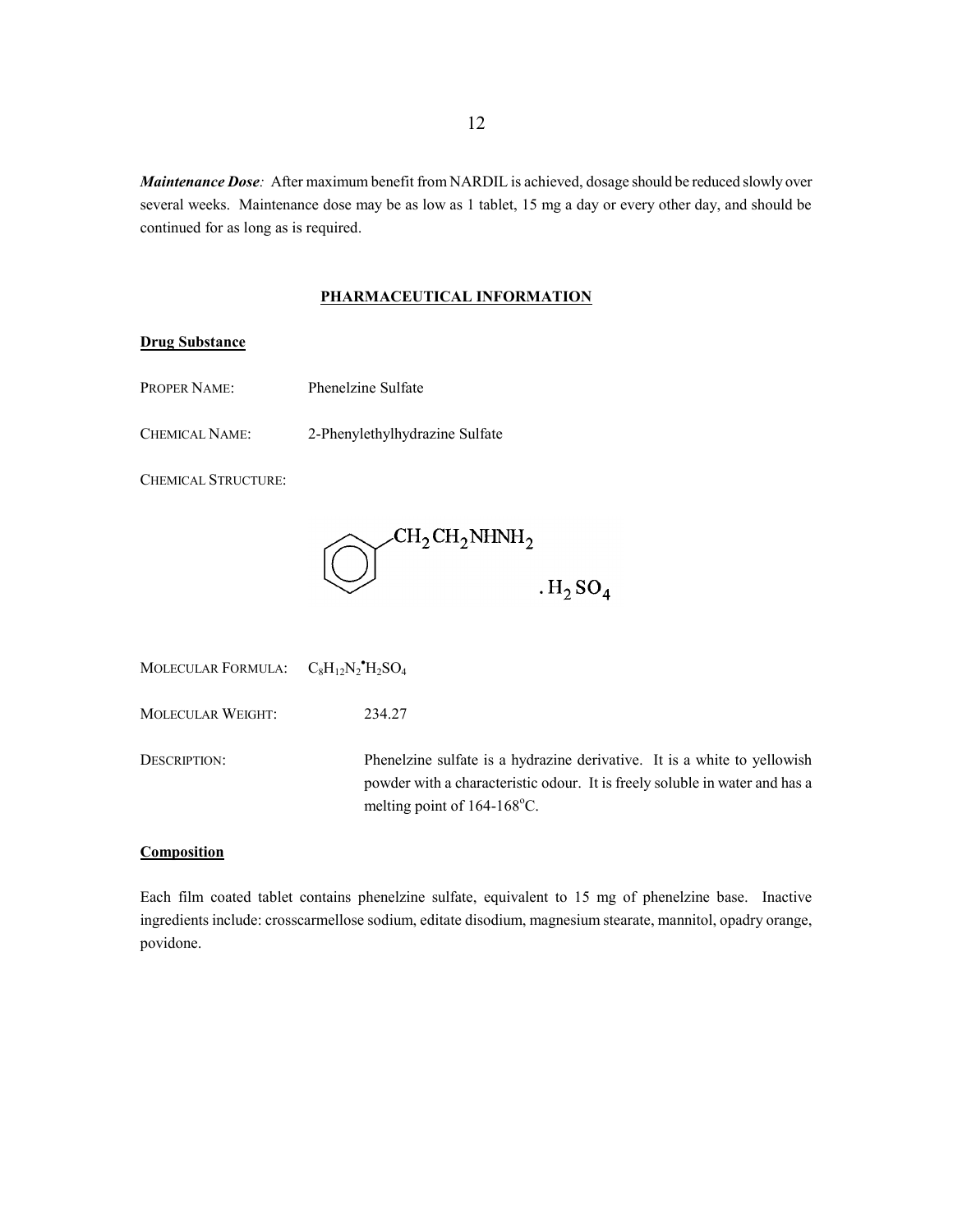***Maintenance Dose:*** After maximum benefit from NARDIL is achieved, dosage should be reduced slowly over several weeks. Maintenance dose may be as low as 1 tablet, 15 mg a day or every other day, and should be continued for as long as is required.

## PHARMACEUTICAL INFORMATION

### Drug Substance

PROPER NAME: Phenelzine Sulfate

CHEMICAL NAME: 2-Phenylethylhydrazine Sulfate

CHEMICAL STRUCTURE:

$$C_6H_5CH_2CH_2NHNH_2 \cdot H_2SO_4$$

MOLECULAR FORMULA: $C_8H_{12}N_2 \cdot H_2SO_4$

MOLECULAR WEIGHT: 234.27

DESCRIPTION: Phenelzine sulfate is a hydrazine derivative. It is a white to yellowish powder with a characteristic odour. It is freely soluble in water and has a melting point of 164-168°C.

### Composition

Each film coated tablet contains phenelzine sulfate, equivalent to 15 mg of phenelzine base. Inactive ingredients include: crosscarmellose sodium, editate disodium, magnesium stearate, mannitol, opadry orange, povidone.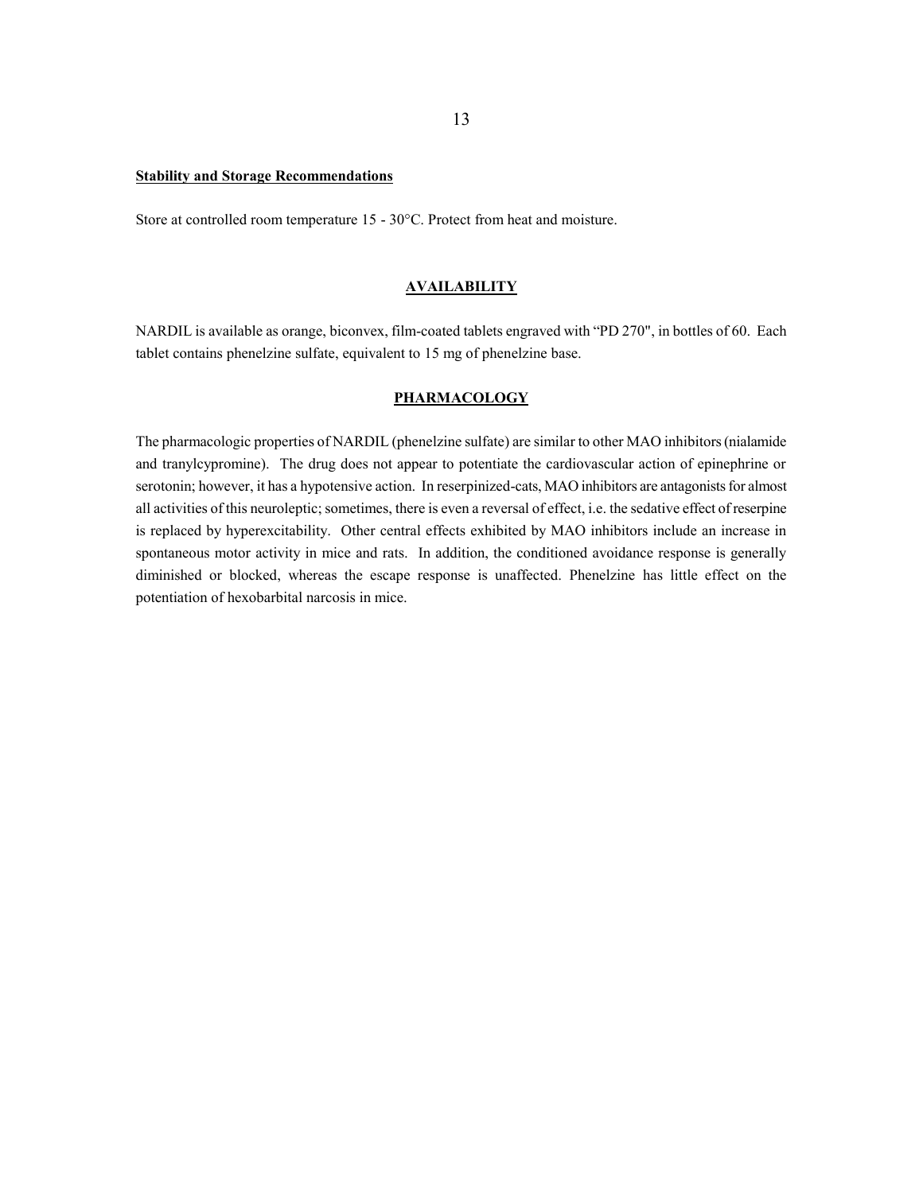**Stability and Storage Recommendations**

Store at controlled room temperature 15 - 30°C. Protect from heat and moisture.

## AVAILABILITY

NARDIL is available as orange, biconvex, film-coated tablets engraved with "PD 270", in bottles of 60. Each tablet contains phenelzine sulfate, equivalent to 15 mg of phenelzine base.

## PHARMACOLOGY

The pharmacologic properties of NARDIL (phenelzine sulfate) are similar to other MAO inhibitors (nialamide and tranylcypromine). The drug does not appear to potentiate the cardiovascular action of epinephrine or serotonin; however, it has a hypotensive action. In reserpinized-cats, MAO inhibitors are antagonists for almost all activities of this neuroleptic; sometimes, there is even a reversal of effect, i.e. the sedative effect of reserpine is replaced by hyperexcitability. Other central effects exhibited by MAO inhibitors include an increase in spontaneous motor activity in mice and rats. In addition, the conditioned avoidance response is generally diminished or blocked, whereas the escape response is unaffected. Phenelzine has little effect on the potentiation of hexobarbital narcosis in mice.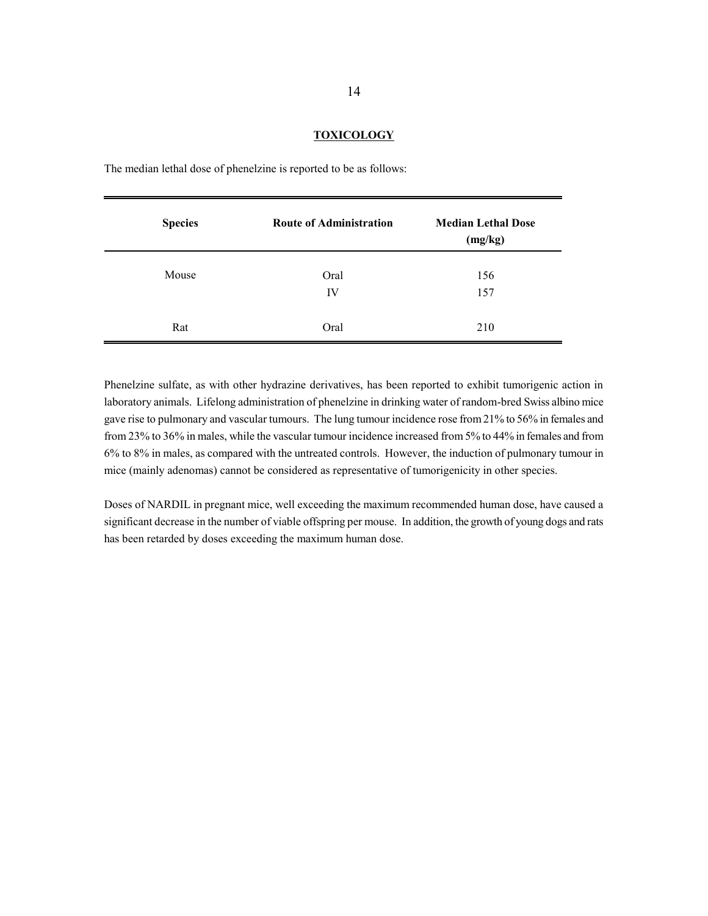## TOXICOLOGY

The median lethal dose of phenelzine is reported to be as follows:

| Species | Route of Administration | Median Lethal Dose (mg/kg) |
|---|---|---|
| Mouse | Oral | 156 |
| | IV | 157 |
| Rat | Oral | 210 |

Phenelzine sulfate, as with other hydrazine derivatives, has been reported to exhibit tumorigenic action in laboratory animals. Lifelong administration of phenelzine in drinking water of random-bred Swiss albino mice gave rise to pulmonary and vascular tumours. The lung tumour incidence rose from 21% to 56% in females and from 23% to 36% in males, while the vascular tumour incidence increased from 5% to 44% in females and from 6% to 8% in males, as compared with the untreated controls. However, the induction of pulmonary tumour in mice (mainly adenomas) cannot be considered as representative of tumorigenicity in other species.

Doses of NARDIL in pregnant mice, well exceeding the maximum recommended human dose, have caused a significant decrease in the number of viable offspring per mouse. In addition, the growth of young dogs and rats has been retarded by doses exceeding the maximum human dose.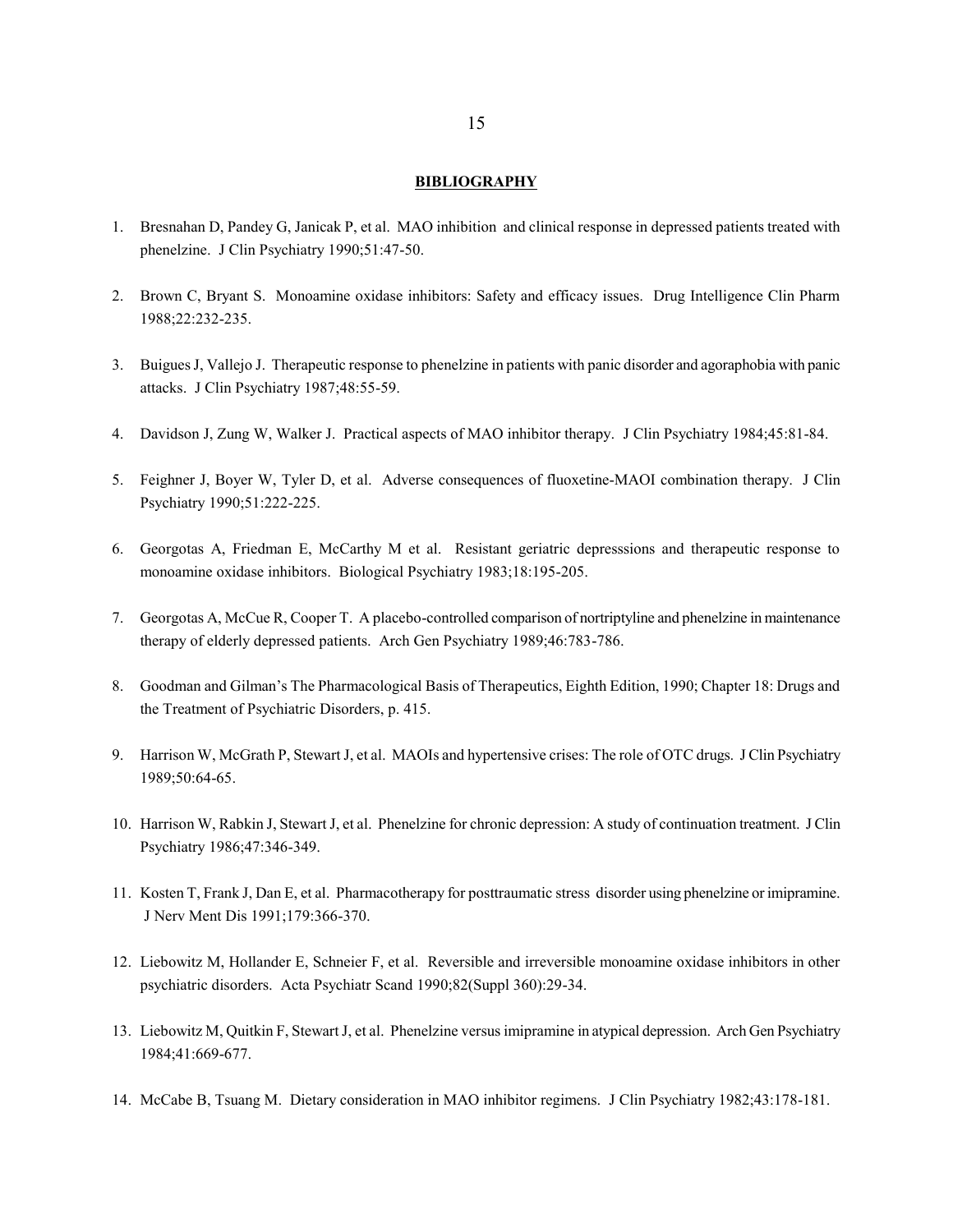**BIBLIOGRAPHY**

1. Bresnahan D, Pandey G, Janicak P, et al. MAO inhibition and clinical response in depressed patients treated with phenelzine. J Clin Psychiatry 1990;51:47-50.

2. Brown C, Bryant S. Monoamine oxidase inhibitors: Safety and efficacy issues. Drug Intelligence Clin Pharm 1988;22:232-235.

3. Buigues J, Vallejo J. Therapeutic response to phenelzine in patients with panic disorder and agoraphobia with panic attacks. J Clin Psychiatry 1987;48:55-59.

4. Davidson J, Zung W, Walker J. Practical aspects of MAO inhibitor therapy. J Clin Psychiatry 1984;45:81-84.

5. Feighner J, Boyer W, Tyler D, et al. Adverse consequences of fluoxetine-MAOI combination therapy. J Clin Psychiatry 1990;51:222-225.

6. Georgotas A, Friedman E, McCarthy M et al. Resistant geriatric depresssions and therapeutic response to monoamine oxidase inhibitors. Biological Psychiatry 1983;18:195-205.

7. Georgotas A, McCue R, Cooper T. A placebo-controlled comparison of nortriptyline and phenelzine in maintenance therapy of elderly depressed patients. Arch Gen Psychiatry 1989;46:783-786.

8. Goodman and Gilman's The Pharmacological Basis of Therapeutics, Eighth Edition, 1990; Chapter 18: Drugs and the Treatment of Psychiatric Disorders, p. 415.

9. Harrison W, McGrath P, Stewart J, et al. MAOIs and hypertensive crises: The role of OTC drugs. J Clin Psychiatry 1989;50:64-65.

10. Harrison W, Rabkin J, Stewart J, et al. Phenelzine for chronic depression: A study of continuation treatment. J Clin Psychiatry 1986;47:346-349.

11. Kosten T, Frank J, Dan E, et al. Pharmacotherapy for posttraumatic stress disorder using phenelzine or imipramine. J Nerv Ment Dis 1991;179:366-370.

12. Liebowitz M, Hollander E, Schneier F, et al. Reversible and irreversible monoamine oxidase inhibitors in other psychiatric disorders. Acta Psychiatr Scand 1990;82(Suppl 360):29-34.

13. Liebowitz M, Quitkin F, Stewart J, et al. Phenelzine versus imipramine in atypical depression. Arch Gen Psychiatry 1984;41:669-677.

14. McCabe B, Tsuang M. Dietary consideration in MAO inhibitor regimens. J Clin Psychiatry 1982;43:178-181.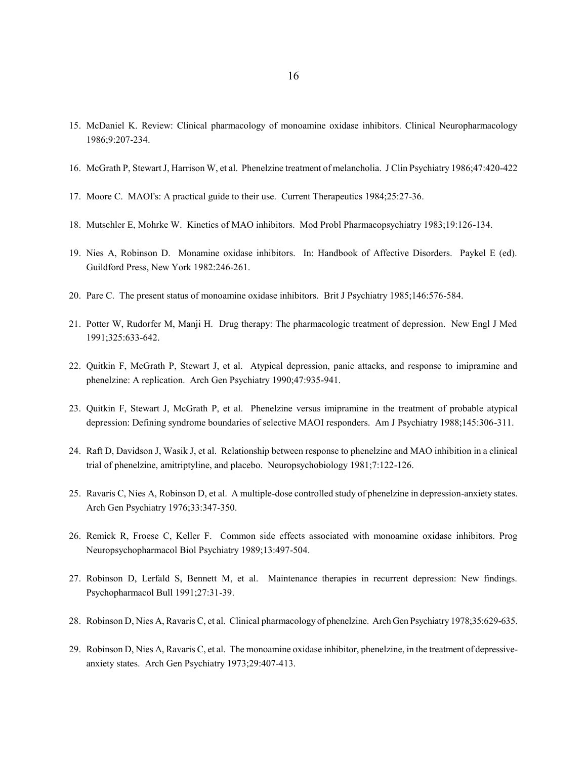15. McDaniel K. Review: Clinical pharmacology of monoamine oxidase inhibitors. Clinical Neuropharmacology 1986;9:207-234.

16. McGrath P, Stewart J, Harrison W, et al. Phenelzine treatment of melancholia. J Clin Psychiatry 1986;47:420-422

17. Moore C. MAOI's: A practical guide to their use. Current Therapeutics 1984;25:27-36.

18. Mutschler E, Mohrke W. Kinetics of MAO inhibitors. Mod Probl Pharmacopsychiatry 1983;19:126-134.

19. Nies A, Robinson D. Monamine oxidase inhibitors. In: Handbook of Affective Disorders. Paykel E (ed). Guildford Press, New York 1982:246-261.

20. Pare C. The present status of monoamine oxidase inhibitors. Brit J Psychiatry 1985;146:576-584.

21. Potter W, Rudorfer M, Manji H. Drug therapy: The pharmacologic treatment of depression. New Engl J Med 1991;325:633-642.

22. Quitkin F, McGrath P, Stewart J, et al. Atypical depression, panic attacks, and response to imipramine and phenelzine: A replication. Arch Gen Psychiatry 1990;47:935-941.

23. Quitkin F, Stewart J, McGrath P, et al. Phenelzine versus imipramine in the treatment of probable atypical depression: Defining syndrome boundaries of selective MAOI responders. Am J Psychiatry 1988;145:306-311.

24. Raft D, Davidson J, Wasik J, et al. Relationship between response to phenelzine and MAO inhibition in a clinical trial of phenelzine, amitriptyline, and placebo. Neuropsychobiology 1981;7:122-126.

25. Ravaris C, Nies A, Robinson D, et al. A multiple-dose controlled study of phenelzine in depression-anxiety states. Arch Gen Psychiatry 1976;33:347-350.

26. Remick R, Froese C, Keller F. Common side effects associated with monoamine oxidase inhibitors. Prog Neuropsychopharmacol Biol Psychiatry 1989;13:497-504.

27. Robinson D, Lerfald S, Bennett M, et al. Maintenance therapies in recurrent depression: New findings. Psychopharmacol Bull 1991;27:31-39.

28. Robinson D, Nies A, Ravaris C, et al. Clinical pharmacology of phenelzine. Arch Gen Psychiatry 1978;35:629-635.

29. Robinson D, Nies A, Ravaris C, et al. The monoamine oxidase inhibitor, phenelzine, in the treatment of depressive-anxiety states. Arch Gen Psychiatry 1973;29:407-413.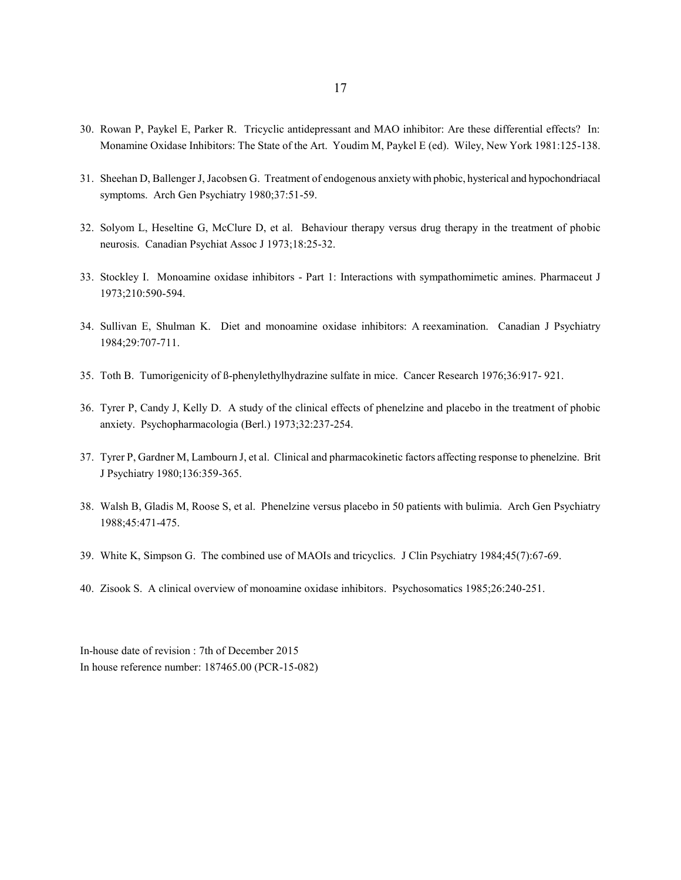30. Rowan P, Paykel E, Parker R. Tricyclic antidepressant and MAO inhibitor: Are these differential effects? In: Monamine Oxidase Inhibitors: The State of the Art. Youdim M, Paykel E (ed). Wiley, New York 1981:125-138.

31. Sheehan D, Ballenger J, Jacobsen G. Treatment of endogenous anxiety with phobic, hysterical and hypochondriacal symptoms. Arch Gen Psychiatry 1980;37:51-59.

32. Solyom L, Heseltine G, McClure D, et al. Behaviour therapy versus drug therapy in the treatment of phobic neurosis. Canadian Psychiat Assoc J 1973;18:25-32.

33. Stockley I. Monoamine oxidase inhibitors - Part 1: Interactions with sympathomimetic amines. Pharmaceut J 1973;210:590-594.

34. Sullivan E, Shulman K. Diet and monoamine oxidase inhibitors: A reexamination. Canadian J Psychiatry 1984;29:707-711.

35. Toth B. Tumorigenicity of ß-phenylethylhydrazine sulfate in mice. Cancer Research 1976;36:917- 921.

36. Tyrer P, Candy J, Kelly D. A study of the clinical effects of phenelzine and placebo in the treatment of phobic anxiety. Psychopharmacologia (Berl.) 1973;32:237-254.

37. Tyrer P, Gardner M, Lambourn J, et al. Clinical and pharmacokinetic factors affecting response to phenelzine. Brit J Psychiatry 1980;136:359-365.

38. Walsh B, Gladis M, Roose S, et al. Phenelzine versus placebo in 50 patients with bulimia. Arch Gen Psychiatry 1988;45:471-475.

39. White K, Simpson G. The combined use of MAOIs and tricyclics. J Clin Psychiatry 1984;45(7):67-69.

40. Zisook S. A clinical overview of monoamine oxidase inhibitors. Psychosomatics 1985;26:240-251.

In-house date of revision : 7th of December 2015
In house reference number: 187465.00 (PCR-15-082)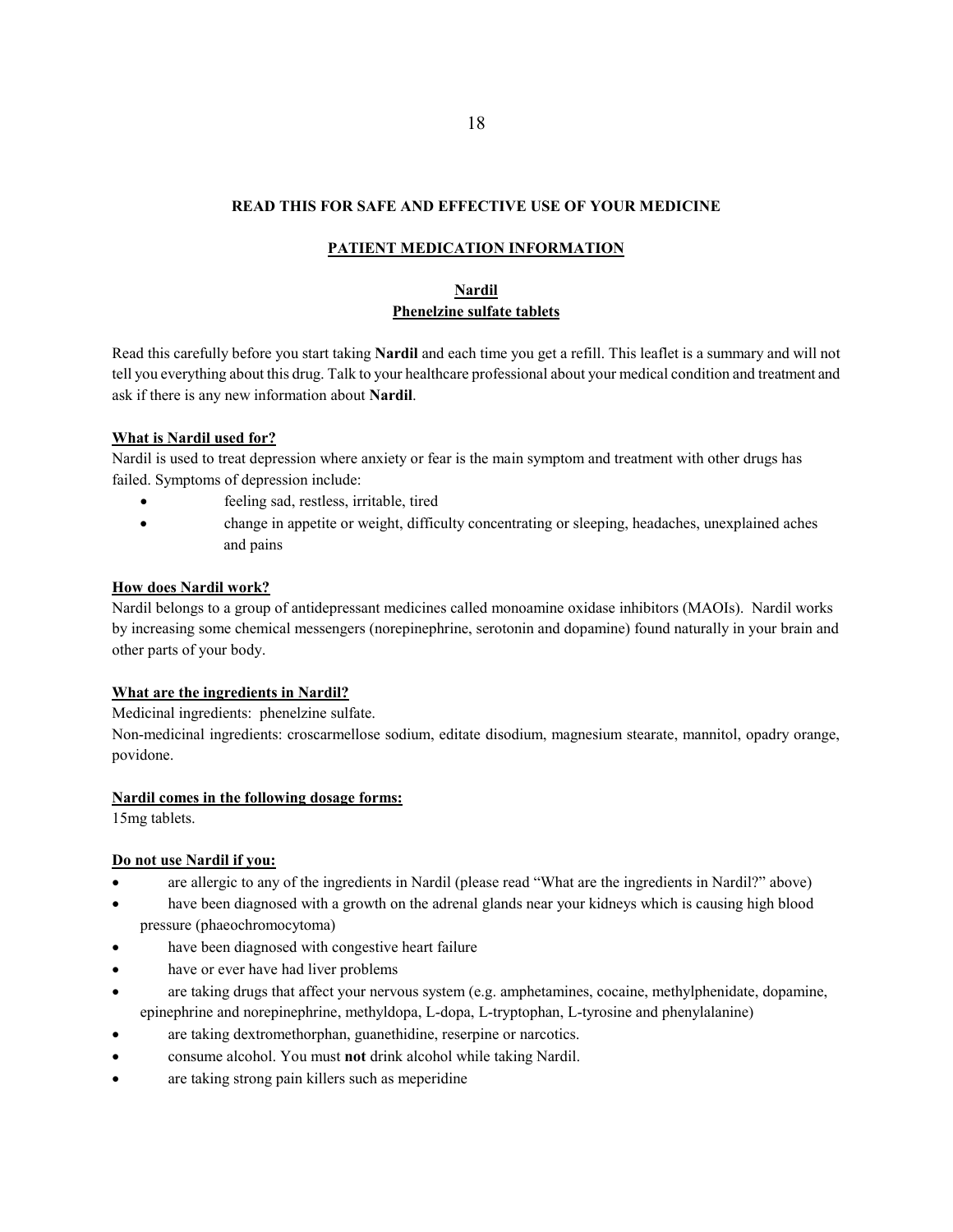**READ THIS FOR SAFE AND EFFECTIVE USE OF YOUR MEDICINE**

**PATIENT MEDICATION INFORMATION**

**Nardil**
**Phenelzine sulfate tablets**

Read this carefully before you start taking **Nardil** and each time you get a refill. This leaflet is a summary and will not tell you everything about this drug. Talk to your healthcare professional about your medical condition and treatment and ask if there is any new information about **Nardil**.

**What is Nardil used for?**

Nardil is used to treat depression where anxiety or fear is the main symptom and treatment with other drugs has failed. Symptoms of depression include:

- feeling sad, restless, irritable, tired
- change in appetite or weight, difficulty concentrating or sleeping, headaches, unexplained aches and pains

**How does Nardil work?**

Nardil belongs to a group of antidepressant medicines called monoamine oxidase inhibitors (MAOIs). Nardil works by increasing some chemical messengers (norepinephrine, serotonin and dopamine) found naturally in your brain and other parts of your body.

**What are the ingredients in Nardil?**

Medicinal ingredients: phenelzine sulfate.
Non-medicinal ingredients: croscarmellose sodium, editate disodium, magnesium stearate, mannitol, opadry orange, povidone.

**Nardil comes in the following dosage forms:**

15mg tablets.

**Do not use Nardil if you:**

- are allergic to any of the ingredients in Nardil (please read "What are the ingredients in Nardil?" above)
- have been diagnosed with a growth on the adrenal glands near your kidneys which is causing high blood pressure (phaeochromocytoma)
- have been diagnosed with congestive heart failure
- have or ever have had liver problems
- are taking drugs that affect your nervous system (e.g. amphetamines, cocaine, methylphenidate, dopamine, epinephrine and norepinephrine, methyldopa, L-dopa, L-tryptophan, L-tyrosine and phenylalanine)
- are taking dextromethorphan, guanethidine, reserpine or narcotics.
- consume alcohol. You must **not** drink alcohol while taking Nardil.
- are taking strong pain killers such as meperidine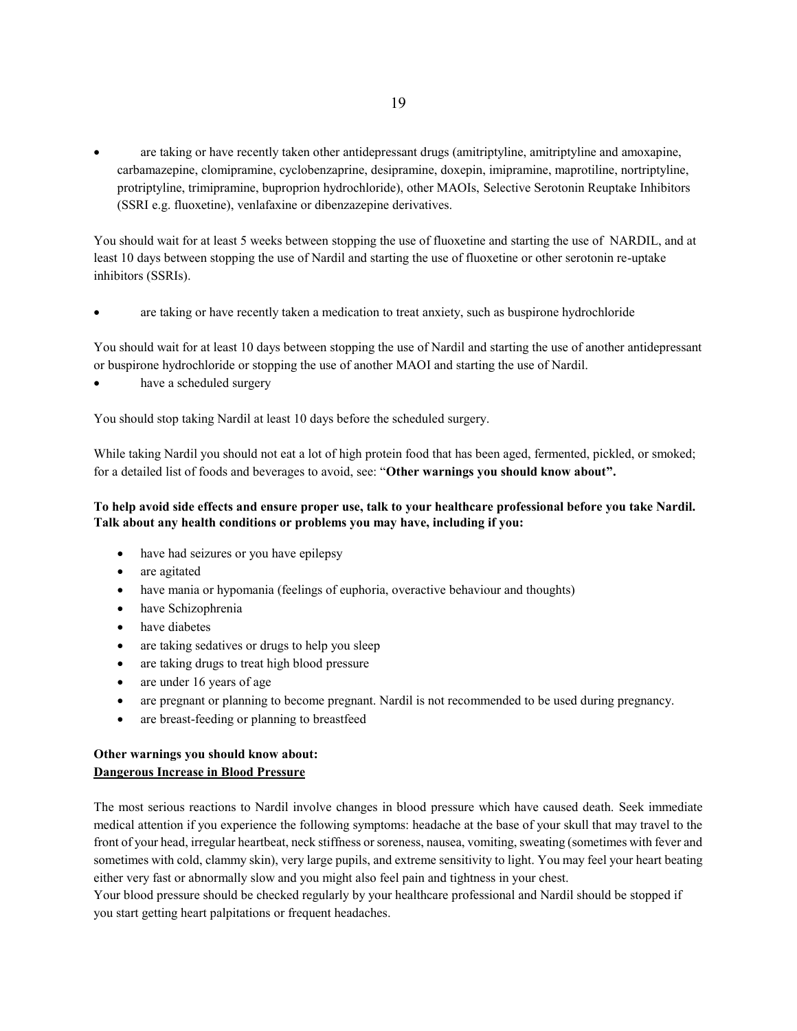- are taking or have recently taken other antidepressant drugs (amitriptyline, amitriptyline and amoxapine, carbamazepine, clomipramine, cyclobenzaprine, desipramine, doxepin, imipramine, maprotiline, nortriptyline, protriptyline, trimipramine, buproprion hydrochloride), other MAOIs, Selective Serotonin Reuptake Inhibitors (SSRI e.g. fluoxetine), venlafaxine or dibenzazepine derivatives.

You should wait for at least 5 weeks between stopping the use of fluoxetine and starting the use of NARDIL, and at least 10 days between stopping the use of Nardil and starting the use of fluoxetine or other serotonin re-uptake inhibitors (SSRIs).

- are taking or have recently taken a medication to treat anxiety, such as buspirone hydrochloride

You should wait for at least 10 days between stopping the use of Nardil and starting the use of another antidepressant or buspirone hydrochloride or stopping the use of another MAOI and starting the use of Nardil.

- have a scheduled surgery

You should stop taking Nardil at least 10 days before the scheduled surgery.

While taking Nardil you should not eat a lot of high protein food that has been aged, fermented, pickled, or smoked; for a detailed list of foods and beverages to avoid, see: "**Other warnings you should know about".**

**To help avoid side effects and ensure proper use, talk to your healthcare professional before you take Nardil. Talk about any health conditions or problems you may have, including if you:**

- have had seizures or you have epilepsy
- are agitated
- have mania or hypomania (feelings of euphoria, overactive behaviour and thoughts)
- have Schizophrenia
- have diabetes
- are taking sedatives or drugs to help you sleep
- are taking drugs to treat high blood pressure
- are under 16 years of age
- are pregnant or planning to become pregnant. Nardil is not recommended to be used during pregnancy.
- are breast-feeding or planning to breastfeed

**Other warnings you should know about:**
**<u>Dangerous Increase in Blood Pressure</u>**

The most serious reactions to Nardil involve changes in blood pressure which have caused death. Seek immediate medical attention if you experience the following symptoms: headache at the base of your skull that may travel to the front of your head, irregular heartbeat, neck stiffness or soreness, nausea, vomiting, sweating (sometimes with fever and sometimes with cold, clammy skin), very large pupils, and extreme sensitivity to light. You may feel your heart beating either very fast or abnormally slow and you might also feel pain and tightness in your chest.
Your blood pressure should be checked regularly by your healthcare professional and Nardil should be stopped if you start getting heart palpitations or frequent headaches.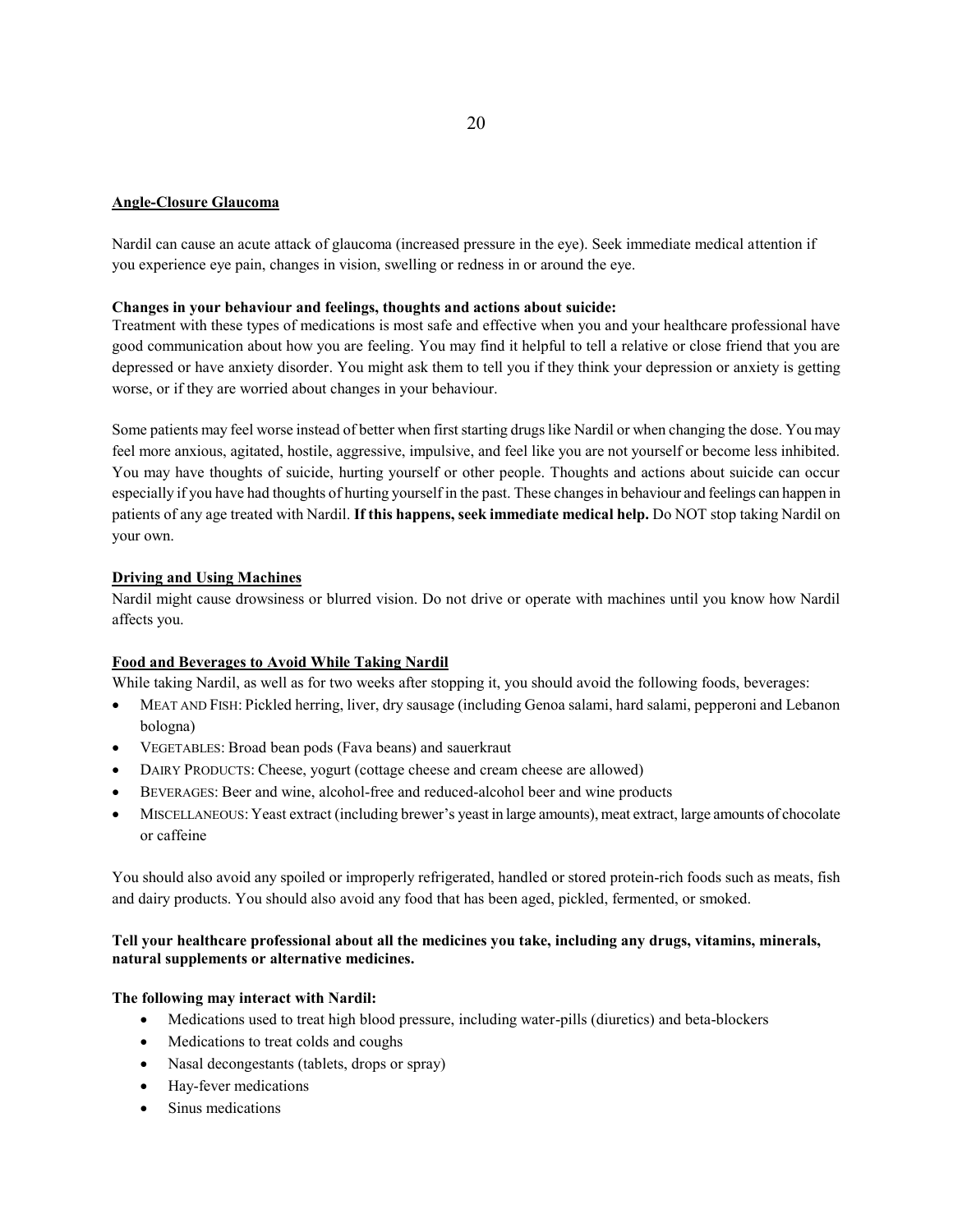**Angle-Closure Glaucoma**

Nardil can cause an acute attack of glaucoma (increased pressure in the eye). Seek immediate medical attention if you experience eye pain, changes in vision, swelling or redness in or around the eye.

**Changes in your behaviour and feelings, thoughts and actions about suicide:**

Treatment with these types of medications is most safe and effective when you and your healthcare professional have good communication about how you are feeling. You may find it helpful to tell a relative or close friend that you are depressed or have anxiety disorder. You might ask them to tell you if they think your depression or anxiety is getting worse, or if they are worried about changes in your behaviour.

Some patients may feel worse instead of better when first starting drugs like Nardil or when changing the dose. You may feel more anxious, agitated, hostile, aggressive, impulsive, and feel like you are not yourself or become less inhibited. You may have thoughts of suicide, hurting yourself or other people. Thoughts and actions about suicide can occur especially if you have had thoughts of hurting yourself in the past. These changes in behaviour and feelings can happen in patients of any age treated with Nardil. **If this happens, seek immediate medical help.** Do NOT stop taking Nardil on your own.

**Driving and Using Machines**

Nardil might cause drowsiness or blurred vision. Do not drive or operate with machines until you know how Nardil affects you.

**Food and Beverages to Avoid While Taking Nardil**

While taking Nardil, as well as for two weeks after stopping it, you should avoid the following foods, beverages:

- MEAT AND FISH: Pickled herring, liver, dry sausage (including Genoa salami, hard salami, pepperoni and Lebanon bologna)
- VEGETABLES: Broad bean pods (Fava beans) and sauerkraut
- DAIRY PRODUCTS: Cheese, yogurt (cottage cheese and cream cheese are allowed)
- BEVERAGES: Beer and wine, alcohol-free and reduced-alcohol beer and wine products
- MISCELLANEOUS: Yeast extract (including brewer's yeast in large amounts), meat extract, large amounts of chocolate or caffeine

You should also avoid any spoiled or improperly refrigerated, handled or stored protein-rich foods such as meats, fish and dairy products. You should also avoid any food that has been aged, pickled, fermented, or smoked.

**Tell your healthcare professional about all the medicines you take, including any drugs, vitamins, minerals, natural supplements or alternative medicines.**

**The following may interact with Nardil:**

- Medications used to treat high blood pressure, including water-pills (diuretics) and beta-blockers
- Medications to treat colds and coughs
- Nasal decongestants (tablets, drops or spray)
- Hay-fever medications
- Sinus medications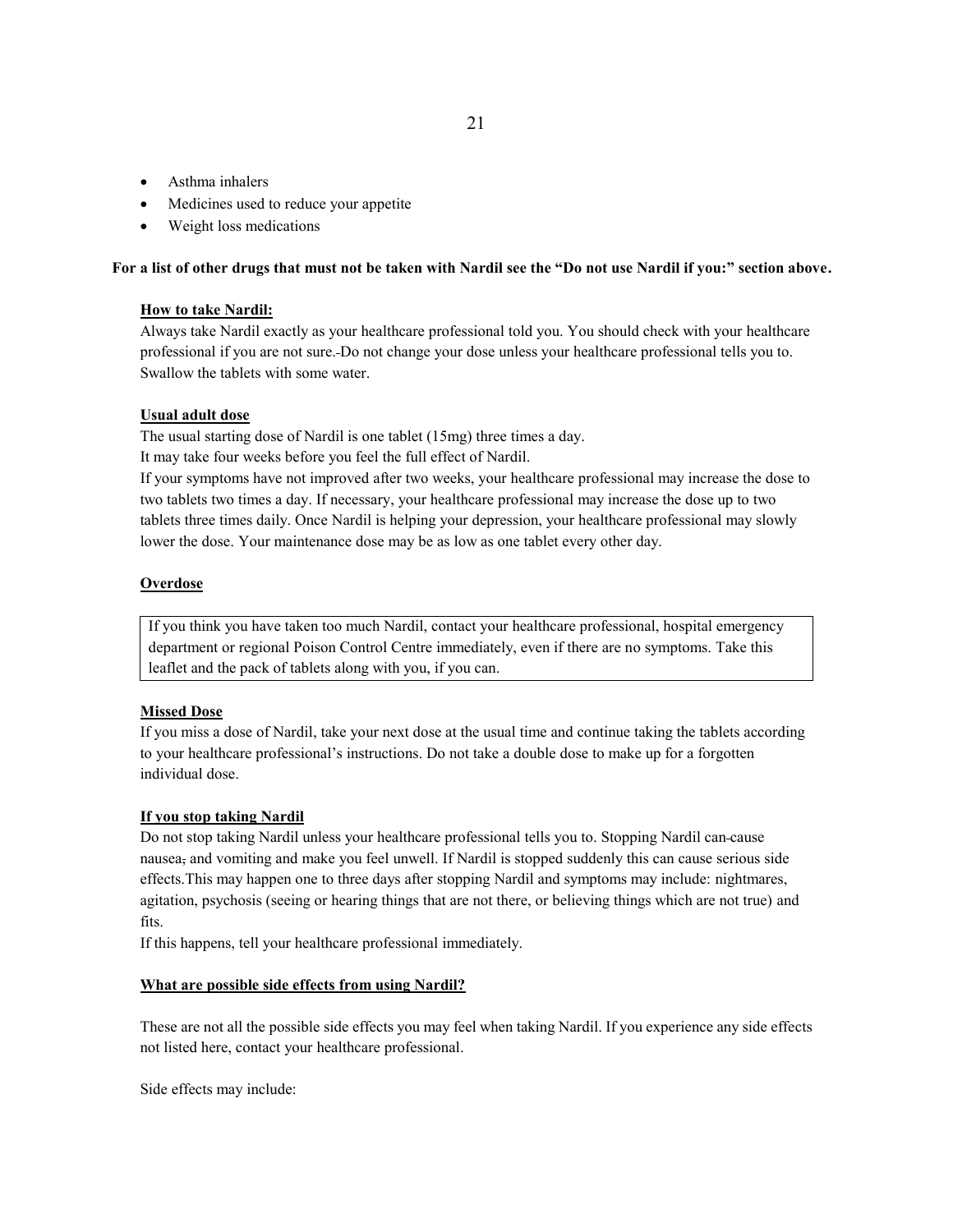- Asthma inhalers
- Medicines used to reduce your appetite
- Weight loss medications

**For a list of other drugs that must not be taken with Nardil see the "Do not use Nardil if you:" section above.**

**How to take Nardil:**

Always take Nardil exactly as your healthcare professional told you. You should check with your healthcare professional if you are not sure. Do not change your dose unless your healthcare professional tells you to. Swallow the tablets with some water.

**Usual adult dose**

The usual starting dose of Nardil is one tablet (15mg) three times a day.
It may take four weeks before you feel the full effect of Nardil.
If your symptoms have not improved after two weeks, your healthcare professional may increase the dose to two tablets two times a day. If necessary, your healthcare professional may increase the dose up to two tablets three times daily. Once Nardil is helping your depression, your healthcare professional may slowly lower the dose. Your maintenance dose may be as low as one tablet every other day.

**Overdose**

| If you think you have taken too much Nardil, contact your healthcare professional, hospital emergency department or regional Poison Control Centre immediately, even if there are no symptoms. Take this leaflet and the pack of tablets along with you, if you can. |
|---|

**Missed Dose**

If you miss a dose of Nardil, take your next dose at the usual time and continue taking the tablets according to your healthcare professional's instructions. Do not take a double dose to make up for a forgotten individual dose.

**If you stop taking Nardil**

Do not stop taking Nardil unless your healthcare professional tells you to. Stopping Nardil can cause nausea, and vomiting and make you feel unwell. If Nardil is stopped suddenly this can cause serious side effects.This may happen one to three days after stopping Nardil and symptoms may include: nightmares, agitation, psychosis (seeing or hearing things that are not there, or believing things which are not true) and fits.
If this happens, tell your healthcare professional immediately.

**What are possible side effects from using Nardil?**

These are not all the possible side effects you may feel when taking Nardil. If you experience any side effects not listed here, contact your healthcare professional.

Side effects may include: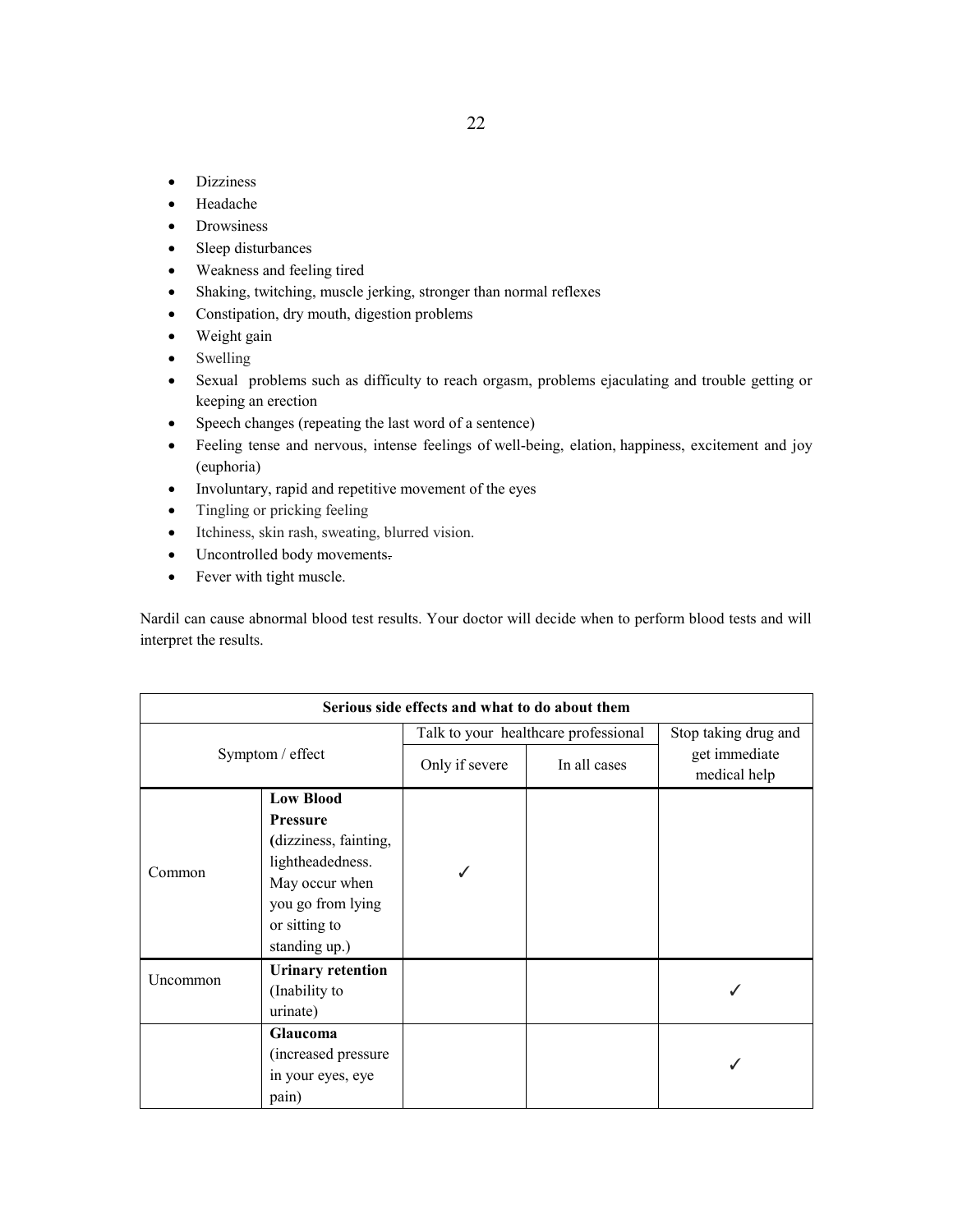- Dizziness
- Headache
- Drowsiness
- Sleep disturbances
- Weakness and feeling tired
- Shaking, twitching, muscle jerking, stronger than normal reflexes
- Constipation, dry mouth, digestion problems
- Weight gain
- Swelling
- Sexual problems such as difficulty to reach orgasm, problems ejaculating and trouble getting or keeping an erection
- Speech changes (repeating the last word of a sentence)
- Feeling tense and nervous, intense feelings of well-being, elation, happiness, excitement and joy (euphoria)
- Involuntary, rapid and repetitive movement of the eyes
- Tingling or pricking feeling
- Itchiness, skin rash, sweating, blurred vision.
- Uncontrolled body movements.
- Fever with tight muscle.

Nardil can cause abnormal blood test results. Your doctor will decide when to perform blood tests and will interpret the results.

| Serious side effects and what to do about them | | | | |
|---|---|---|---|---|
| Symptom / effect | | Talk to your healthcare professional | | Stop taking drug and get immediate medical help |
| | | Only if severe | In all cases | |
| Common | **Low Blood Pressure** (dizziness, fainting, lightheadedness. May occur when you go from lying or sitting to standing up.) | ✓ | | |
| Uncommon | **Urinary retention** (Inability to urinate) | | | ✓ |
| | **Glaucoma** (increased pressure in your eyes, eye pain) | | | ✓ |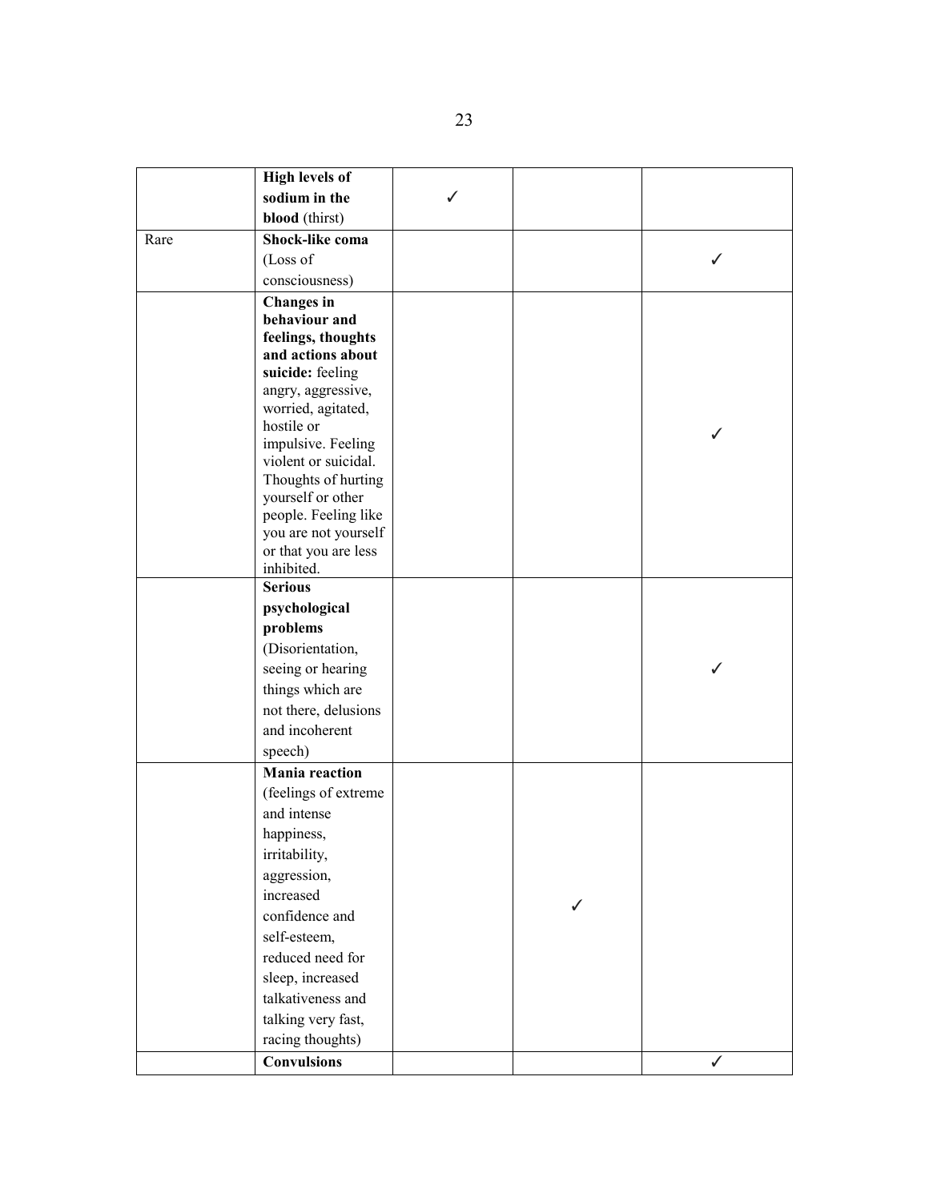| | | | | |
|---|---|---|---|---|
| | **High levels of sodium in the blood** (thirst) | ✓ | | |
| Rare | **Shock-like coma** (Loss of consciousness) | | | ✓ |
| | **Changes in behaviour and feelings, thoughts and actions about suicide:** feeling angry, aggressive, worried, agitated, hostile or impulsive. Feeling violent or suicidal. Thoughts of hurting yourself or other people. Feeling like you are not yourself or that you are less inhibited. | | | ✓ |
| | **Serious psychological problems** (Disorientation, seeing or hearing things which are not there, delusions and incoherent speech) | | | ✓ |
| | **Mania reaction** (feelings of extreme and intense happiness, irritability, aggression, increased confidence and self-esteem, reduced need for sleep, increased talkativeness and talking very fast, racing thoughts) | | ✓ | |
| | **Convulsions** | | | ✓ |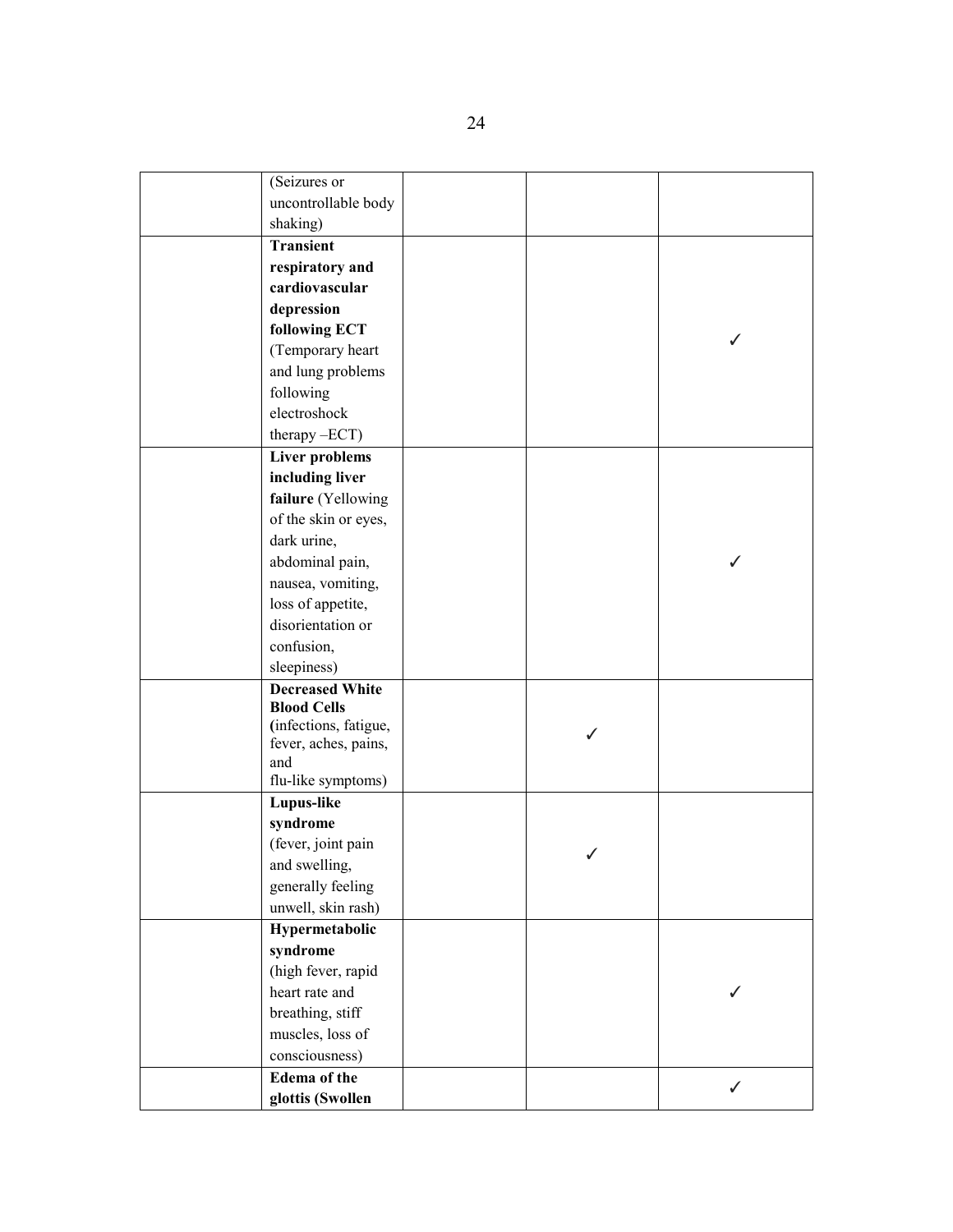| | | | | |
|---|---|---|---|---|
| | (Seizures or uncontrollable body shaking) | | | |
| | **Transient respiratory and cardiovascular depression following ECT** (Temporary heart and lung problems following electroshock therapy –ECT) | | | ✓ |
| | **Liver problems including liver failure** (Yellowing of the skin or eyes, dark urine, abdominal pain, nausea, vomiting, loss of appetite, disorientation or confusion, sleepiness) | | | ✓ |
| | **Decreased White Blood Cells** (infections, fatigue, fever, aches, pains, and flu-like symptoms) | | ✓ | |
| | **Lupus-like syndrome** (fever, joint pain and swelling, generally feeling unwell, skin rash) | | ✓ | |
| | **Hypermetabolic syndrome** (high fever, rapid heart rate and breathing, stiff muscles, loss of consciousness) | | | ✓ |
| | **Edema of the glottis (Swollen** | | | ✓ |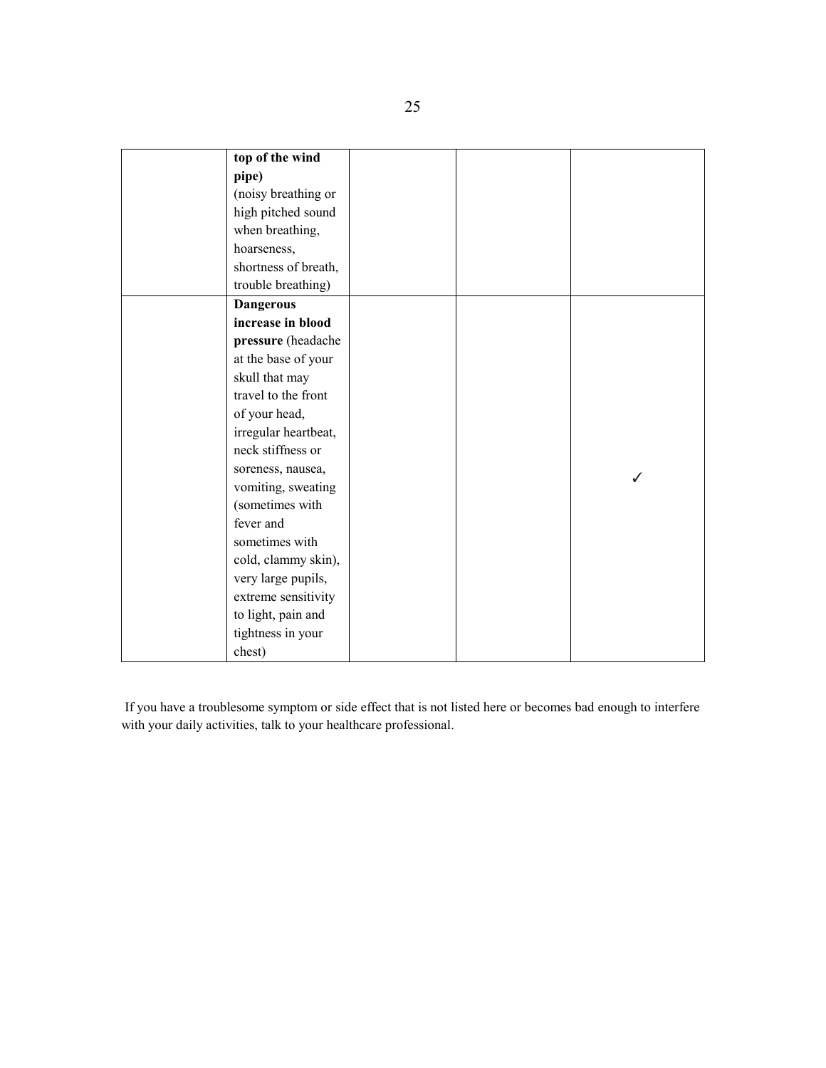| | | | | |
|---|---|---|---|---|
| | **top of the wind pipe)** (noisy breathing or high pitched sound when breathing, hoarseness, shortness of breath, trouble breathing) | | | |
| | **Dangerous increase in blood pressure** (headache at the base of your skull that may travel to the front of your head, irregular heartbeat, neck stiffness or soreness, nausea, vomiting, sweating (sometimes with fever and sometimes with cold, clammy skin), very large pupils, extreme sensitivity to light, pain and tightness in your chest) | | | ✓ |

If you have a troublesome symptom or side effect that is not listed here or becomes bad enough to interfere with your daily activities, talk to your healthcare professional.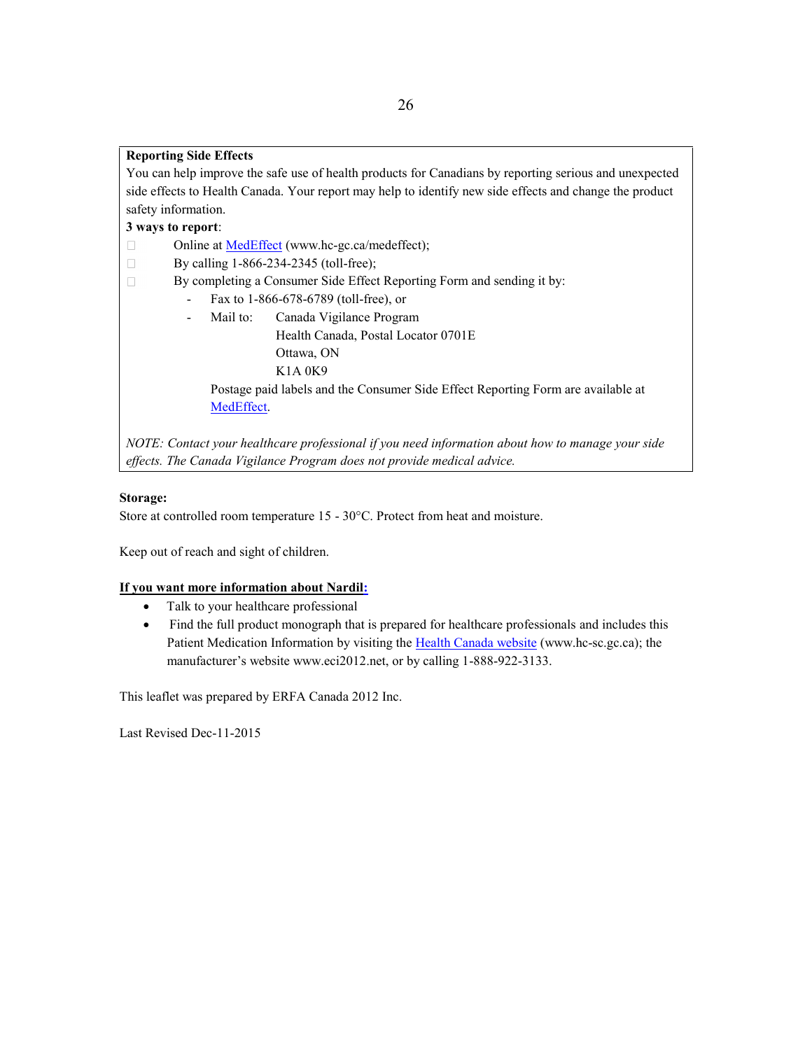**Reporting Side Effects**

You can help improve the safe use of health products for Canadians by reporting serious and unexpected side effects to Health Canada. Your report may help to identify new side effects and change the product safety information.

**3 ways to report**:

- Online at [MedEffect](www.hc-gc.ca/medeffect) (www.hc-gc.ca/medeffect);
- By calling 1-866-234-2345 (toll-free);
- By completing a Consumer Side Effect Reporting Form and sending it by:
  - Fax to 1-866-678-6789 (toll-free), or
  - Mail to: Canada Vigilance Program
    Health Canada, Postal Locator 0701E
    Ottawa, ON
    K1A 0K9

  Postage paid labels and the Consumer Side Effect Reporting Form are available at MedEffect.

*NOTE: Contact your healthcare professional if you need information about how to manage your side effects. The Canada Vigilance Program does not provide medical advice.*

**Storage:**

Store at controlled room temperature 15 - 30°C. Protect from heat and moisture.

Keep out of reach and sight of children.

**If you want more information about Nardil:**

- Talk to your healthcare professional
- Find the full product monograph that is prepared for healthcare professionals and includes this Patient Medication Information by visiting the Health Canada website (www.hc-sc.gc.ca); the manufacturer's website www.eci2012.net, or by calling 1-888-922-3133.

This leaflet was prepared by ERFA Canada 2012 Inc.

Last Revised Dec-11-2015